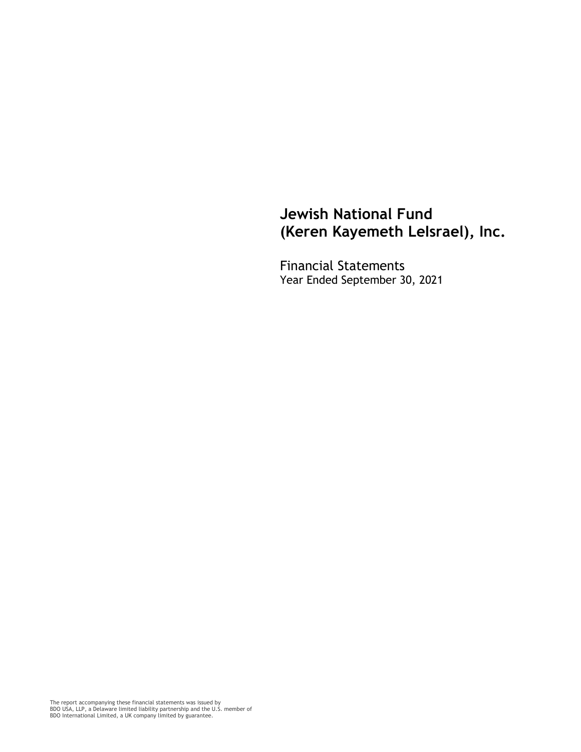# Jewish National Fund (Keren Kayemeth LeIsrael), Inc.

Financial Statements
Year Ended September 30, 2021

The report accompanying these financial statements was issued by BDO USA, LLP, a Delaware limited liability partnership and the U.S. member of BDO International Limited, a UK company limited by guarantee.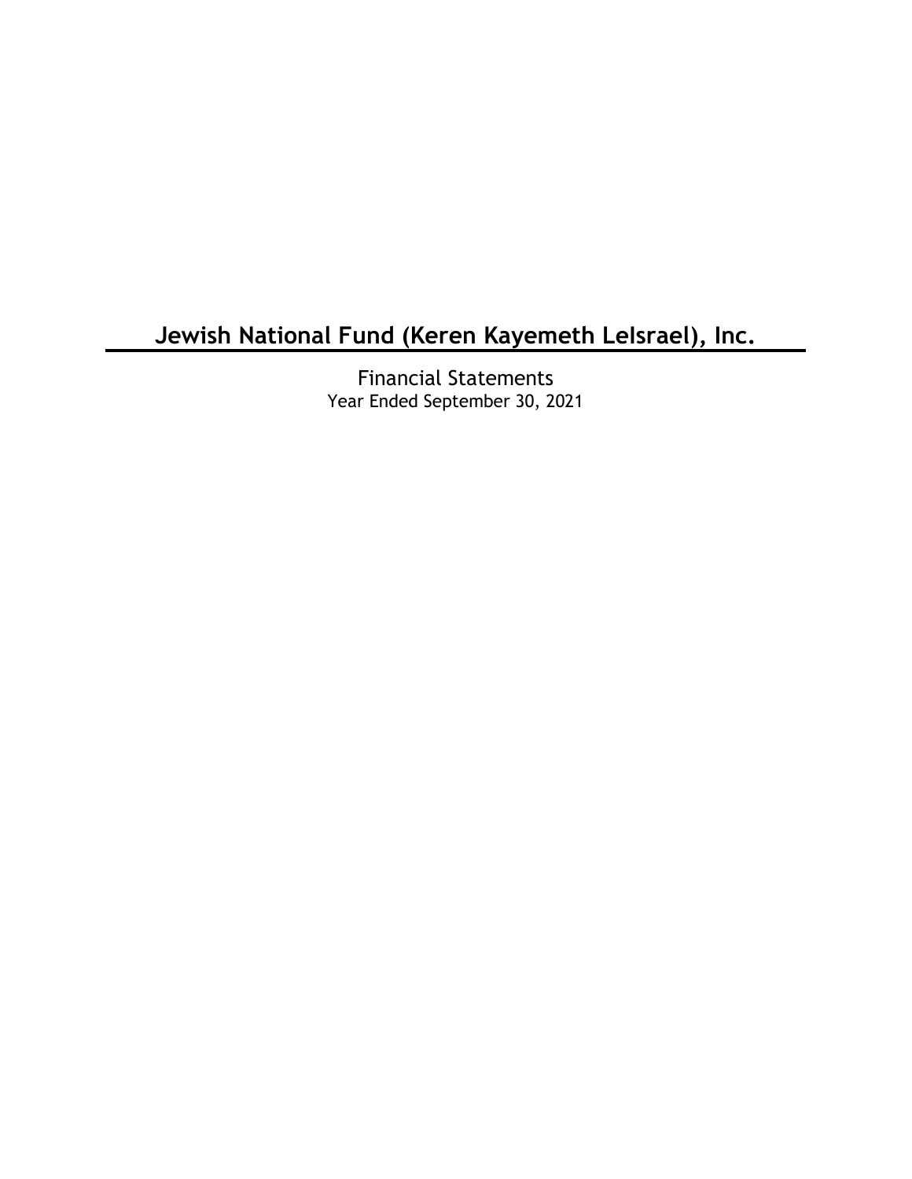# Jewish National Fund (Keren Kayemeth LeIsrael), Inc.

Financial Statements
Year Ended September 30, 2021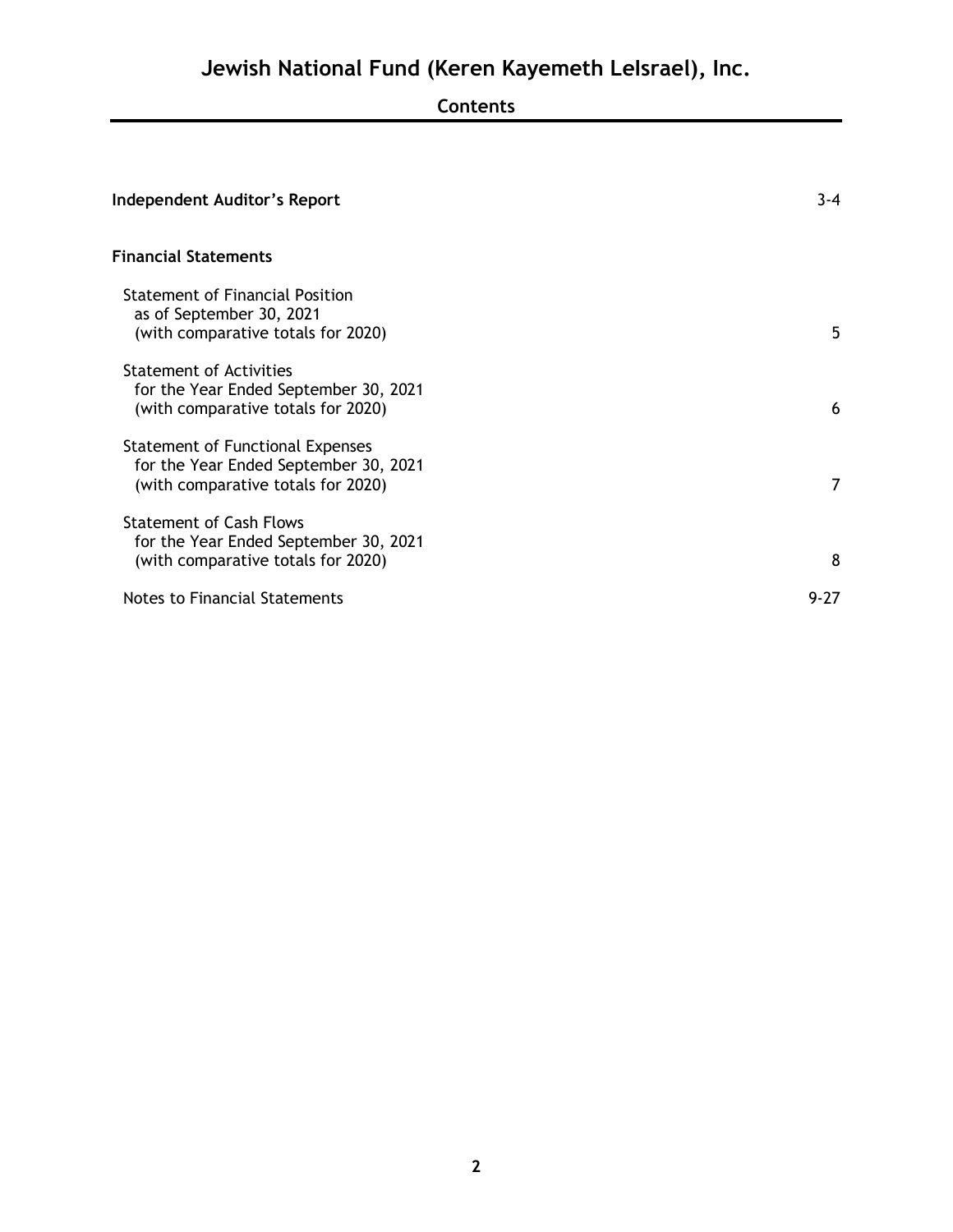# Jewish National Fund (Keren Kayemeth LeIsrael), Inc.

## Contents

| | |
|---|---|
| **Independent Auditor's Report** | 3-4 |
| **Financial Statements** | |
| Statement of Financial Position as of September 30, 2021 (with comparative totals for 2020) | 5 |
| Statement of Activities for the Year Ended September 30, 2021 (with comparative totals for 2020) | 6 |
| Statement of Functional Expenses for the Year Ended September 30, 2021 (with comparative totals for 2020) | 7 |
| Statement of Cash Flows for the Year Ended September 30, 2021 (with comparative totals for 2020) | 8 |
| Notes to Financial Statements | 9-27 |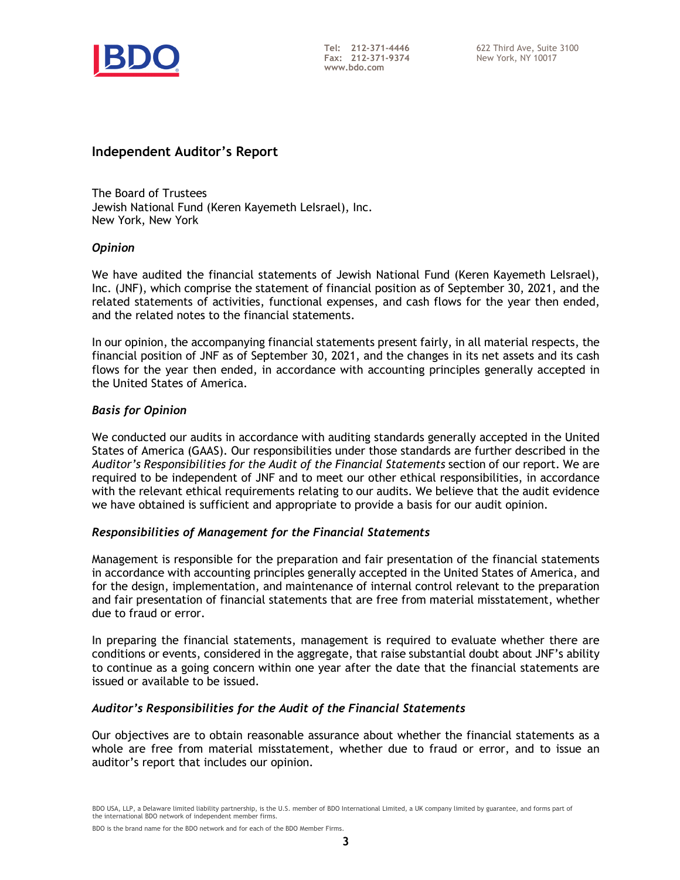Tel: 212-371-4446
Fax: 212-371-9374
www.bdo.com

622 Third Ave, Suite 3100
New York, NY 10017

## Independent Auditor's Report

The Board of Trustees
Jewish National Fund (Keren Kayemeth LeIsrael), Inc.
New York, New York

### *Opinion*

We have audited the financial statements of Jewish National Fund (Keren Kayemeth LeIsrael), Inc. (JNF), which comprise the statement of financial position as of September 30, 2021, and the related statements of activities, functional expenses, and cash flows for the year then ended, and the related notes to the financial statements.

In our opinion, the accompanying financial statements present fairly, in all material respects, the financial position of JNF as of September 30, 2021, and the changes in its net assets and its cash flows for the year then ended, in accordance with accounting principles generally accepted in the United States of America.

### *Basis for Opinion*

We conducted our audits in accordance with auditing standards generally accepted in the United States of America (GAAS). Our responsibilities under those standards are further described in the *Auditor's Responsibilities for the Audit of the Financial Statements* section of our report. We are required to be independent of JNF and to meet our other ethical responsibilities, in accordance with the relevant ethical requirements relating to our audits. We believe that the audit evidence we have obtained is sufficient and appropriate to provide a basis for our audit opinion.

### *Responsibilities of Management for the Financial Statements*

Management is responsible for the preparation and fair presentation of the financial statements in accordance with accounting principles generally accepted in the United States of America, and for the design, implementation, and maintenance of internal control relevant to the preparation and fair presentation of financial statements that are free from material misstatement, whether due to fraud or error.

In preparing the financial statements, management is required to evaluate whether there are conditions or events, considered in the aggregate, that raise substantial doubt about JNF's ability to continue as a going concern within one year after the date that the financial statements are issued or available to be issued.

### *Auditor's Responsibilities for the Audit of the Financial Statements*

Our objectives are to obtain reasonable assurance about whether the financial statements as a whole are free from material misstatement, whether due to fraud or error, and to issue an auditor's report that includes our opinion.

BDO USA, LLP, a Delaware limited liability partnership, is the U.S. member of BDO International Limited, a UK company limited by guarantee, and forms part of the international BDO network of independent member firms.

BDO is the brand name for the BDO network and for each of the BDO Member Firms.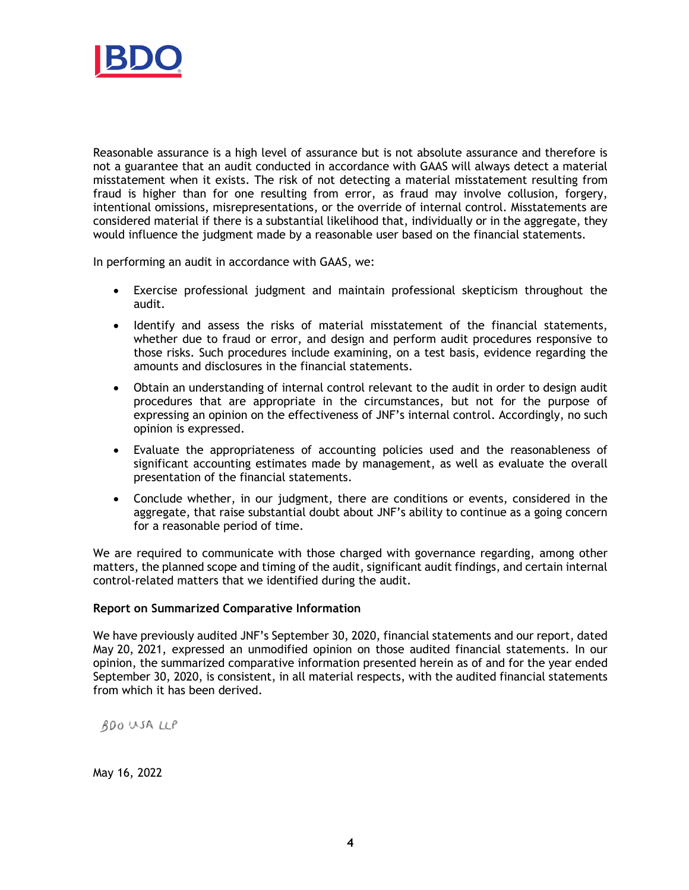Reasonable assurance is a high level of assurance but is not absolute assurance and therefore is not a guarantee that an audit conducted in accordance with GAAS will always detect a material misstatement when it exists. The risk of not detecting a material misstatement resulting from fraud is higher than for one resulting from error, as fraud may involve collusion, forgery, intentional omissions, misrepresentations, or the override of internal control. Misstatements are considered material if there is a substantial likelihood that, individually or in the aggregate, they would influence the judgment made by a reasonable user based on the financial statements.

In performing an audit in accordance with GAAS, we:

- Exercise professional judgment and maintain professional skepticism throughout the audit.
- Identify and assess the risks of material misstatement of the financial statements, whether due to fraud or error, and design and perform audit procedures responsive to those risks. Such procedures include examining, on a test basis, evidence regarding the amounts and disclosures in the financial statements.
- Obtain an understanding of internal control relevant to the audit in order to design audit procedures that are appropriate in the circumstances, but not for the purpose of expressing an opinion on the effectiveness of JNF's internal control. Accordingly, no such opinion is expressed.
- Evaluate the appropriateness of accounting policies used and the reasonableness of significant accounting estimates made by management, as well as evaluate the overall presentation of the financial statements.
- Conclude whether, in our judgment, there are conditions or events, considered in the aggregate, that raise substantial doubt about JNF's ability to continue as a going concern for a reasonable period of time.

We are required to communicate with those charged with governance regarding, among other matters, the planned scope and timing of the audit, significant audit findings, and certain internal control-related matters that we identified during the audit.

**Report on Summarized Comparative Information**

We have previously audited JNF's September 30, 2020, financial statements and our report, dated May 20, 2021, expressed an unmodified opinion on those audited financial statements. In our opinion, the summarized comparative information presented herein as of and for the year ended September 30, 2020, is consistent, in all material respects, with the audited financial statements from which it has been derived.

BDO USA LLP

May 16, 2022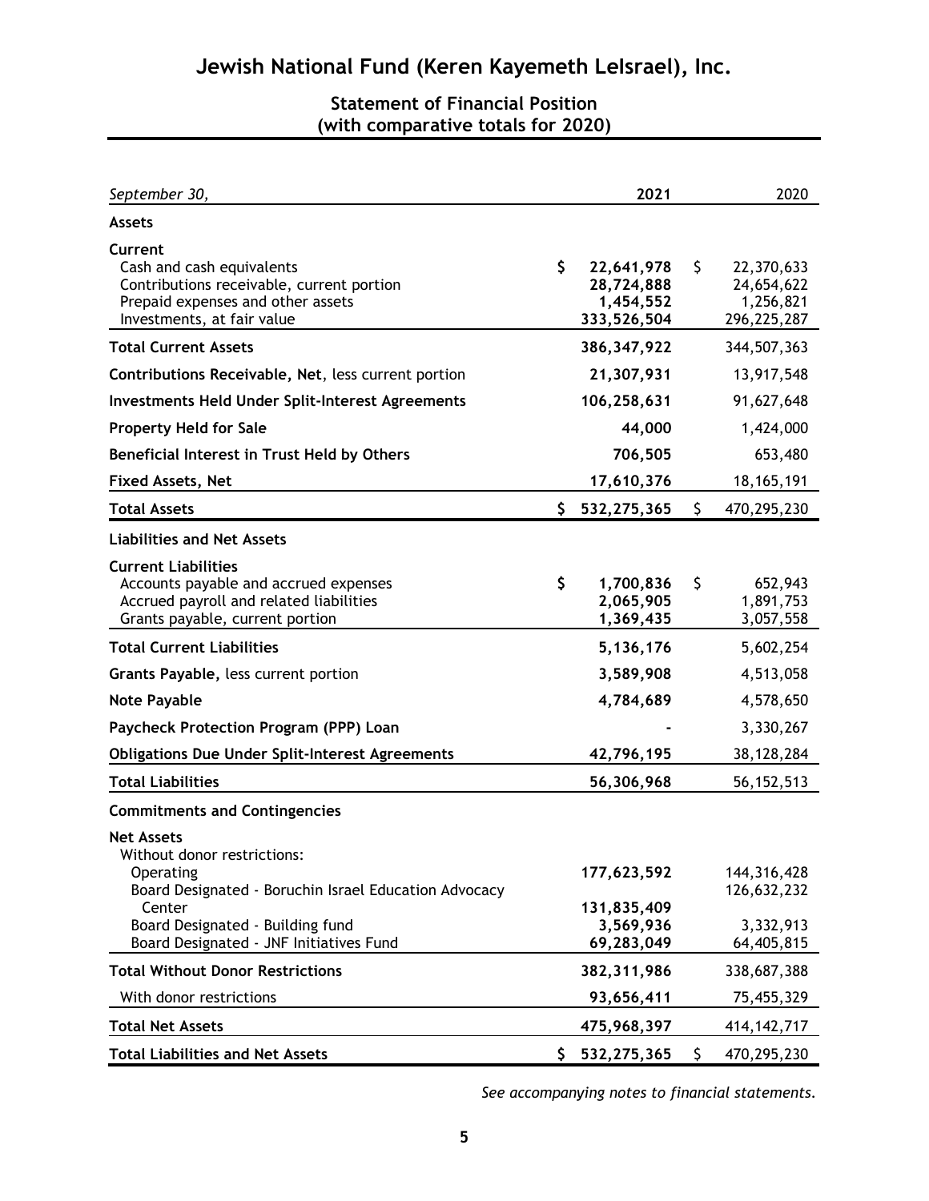# Jewish National Fund (Keren Kayemeth LeIsrael), Inc.

## Statement of Financial Position
### (with comparative totals for 2020)

| *September 30,* | **2021** | 2020 |
|---|---|---|
| **Assets** | | |
| **Current** | | |
| Cash and cash equivalents | **$ 22,641,978** | $ 22,370,633 |
| Contributions receivable, current portion | **28,724,888** | 24,654,622 |
| Prepaid expenses and other assets | **1,454,552** | 1,256,821 |
| Investments, at fair value | **333,526,504** | 296,225,287 |
| **Total Current Assets** | **386,347,922** | 344,507,363 |
| **Contributions Receivable, Net**, less current portion | **21,307,931** | 13,917,548 |
| **Investments Held Under Split-Interest Agreements** | **106,258,631** | 91,627,648 |
| **Property Held for Sale** | **44,000** | 1,424,000 |
| **Beneficial Interest in Trust Held by Others** | **706,505** | 653,480 |
| **Fixed Assets, Net** | **17,610,376** | 18,165,191 |
| **Total Assets** | **$ 532,275,365** | $ 470,295,230 |
| **Liabilities and Net Assets** | | |
| **Current Liabilities** | | |
| Accounts payable and accrued expenses | **$ 1,700,836** | $ 652,943 |
| Accrued payroll and related liabilities | **2,065,905** | 1,891,753 |
| Grants payable, current portion | **1,369,435** | 3,057,558 |
| **Total Current Liabilities** | **5,136,176** | 5,602,254 |
| **Grants Payable,** less current portion | **3,589,908** | 4,513,058 |
| **Note Payable** | **4,784,689** | 4,578,650 |
| **Paycheck Protection Program (PPP) Loan** | **-** | 3,330,267 |
| **Obligations Due Under Split-Interest Agreements** | **42,796,195** | 38,128,284 |
| **Total Liabilities** | **56,306,968** | 56,152,513 |
| **Commitments and Contingencies** | | |
| **Net Assets** | | |
| Without donor restrictions: | | |
| Operating | **177,623,592** | 144,316,428 |
| Board Designated - Boruchin Israel Education Advocacy Center | **131,835,409** | 126,632,232 |
| Board Designated - Building fund | **3,569,936** | 3,332,913 |
| Board Designated - JNF Initiatives Fund | **69,283,049** | 64,405,815 |
| **Total Without Donor Restrictions** | **382,311,986** | 338,687,388 |
| With donor restrictions | **93,656,411** | 75,455,329 |
| **Total Net Assets** | **475,968,397** | 414,142,717 |
| **Total Liabilities and Net Assets** | **$ 532,275,365** | $ 470,295,230 |

*See accompanying notes to financial statements.*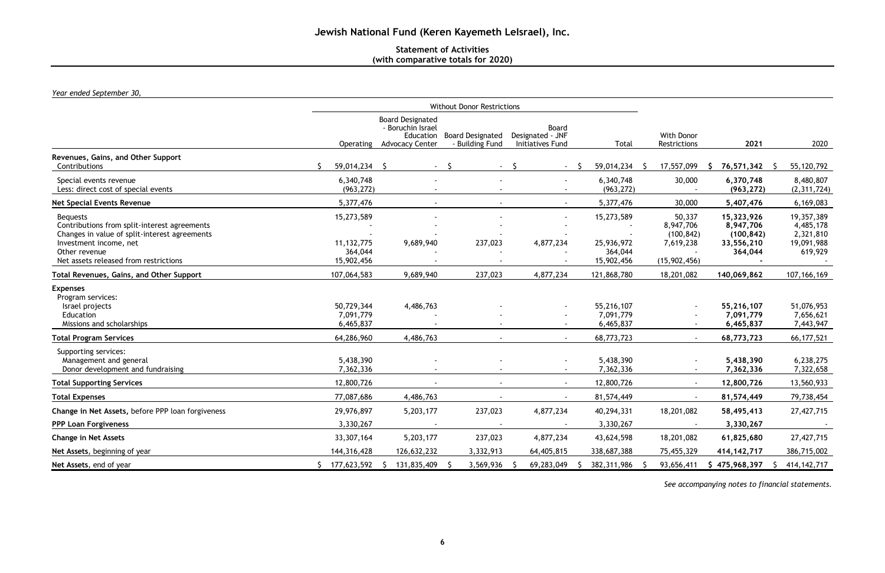# Jewish National Fund (Keren Kayemeth LeIsrael), Inc.

## Statement of Activities
### (with comparative totals for 2020)

*Year ended September 30,*

| | Without Donor Restrictions | | | | | | | |
|---|---|---|---|---|---|---|---|---|
| | Operating | Board Designated - Boruchin Israel Education Advocacy Center | Board Designated - Building Fund | Board Designated - JNF Initiatives Fund | Total | With Donor Restrictions | 2021 | 2020 |
| **Revenues, Gains, and Other Support** | | | | | | | | |
| Contributions | $ 59,014,234 | $ - | $ - | $ - | $ 59,014,234 | $ 17,557,099 | **$ 76,571,342** | $ 55,120,792 |
| Special events revenue | 6,340,748 | - | - | - | 6,340,748 | 30,000 | **6,370,748** | 8,480,807 |
| Less: direct cost of special events | (963,272) | - | - | - | (963,272) | - | **(963,272)** | (2,311,724) |
| **Net Special Events Revenue** | 5,377,476 | - | - | - | 5,377,476 | 30,000 | **5,407,476** | 6,169,083 |
| Bequests | 15,273,589 | - | - | - | 15,273,589 | 50,337 | **15,323,926** | 19,357,389 |
| Contributions from split-interest agreements | - | - | - | - | - | 8,947,706 | **8,947,706** | 4,485,178 |
| Changes in value of split-interest agreements | - | - | - | - | - | (100,842) | **(100,842)** | 2,321,810 |
| Investment income, net | 11,132,775 | 9,689,940 | 237,023 | 4,877,234 | 25,936,972 | 7,619,238 | **33,556,210** | 19,091,988 |
| Other revenue | 364,044 | - | - | - | 364,044 | - | **364,044** | 619,929 |
| Net assets released from restrictions | 15,902,456 | - | - | - | 15,902,456 | (15,902,456) | **-** | - |
| **Total Revenues, Gains, and Other Support** | 107,064,583 | 9,689,940 | 237,023 | 4,877,234 | 121,868,780 | 18,201,082 | **140,069,862** | 107,166,169 |
| **Expenses** | | | | | | | | |
| Program services: | | | | | | | | |
| Israel projects | 50,729,344 | 4,486,763 | - | - | 55,216,107 | - | **55,216,107** | 51,076,953 |
| Education | 7,091,779 | - | - | - | 7,091,779 | - | **7,091,779** | 7,656,621 |
| Missions and scholarships | 6,465,837 | - | - | - | 6,465,837 | - | **6,465,837** | 7,443,947 |
| **Total Program Services** | 64,286,960 | 4,486,763 | - | - | 68,773,723 | - | **68,773,723** | 66,177,521 |
| Supporting services: | | | | | | | | |
| Management and general | 5,438,390 | - | - | - | 5,438,390 | - | **5,438,390** | 6,238,275 |
| Donor development and fundraising | 7,362,336 | - | - | - | 7,362,336 | - | **7,362,336** | 7,322,658 |
| **Total Supporting Services** | 12,800,726 | - | - | - | 12,800,726 | - | **12,800,726** | 13,560,933 |
| **Total Expenses** | 77,087,686 | 4,486,763 | - | - | 81,574,449 | - | **81,574,449** | 79,738,454 |
| **Change in Net Assets**, before PPP loan forgiveness | 29,976,897 | 5,203,177 | 237,023 | 4,877,234 | 40,294,331 | 18,201,082 | **58,495,413** | 27,427,715 |
| **PPP Loan Forgiveness** | 3,330,267 | - | - | - | 3,330,267 | - | **3,330,267** | - |
| **Change in Net Assets** | 33,307,164 | 5,203,177 | 237,023 | 4,877,234 | 43,624,598 | 18,201,082 | **61,825,680** | 27,427,715 |
| **Net Assets**, beginning of year | 144,316,428 | 126,632,232 | 3,332,913 | 64,405,815 | 338,687,388 | 75,455,329 | **414,142,717** | 386,715,002 |
| **Net Assets**, end of year | $ 177,623,592 | $ 131,835,409 | $ 3,569,936 | $ 69,283,049 | $ 382,311,986 | $ 93,656,411 | **$ 475,968,397** | $ 414,142,717 |

*See accompanying notes to financial statements.*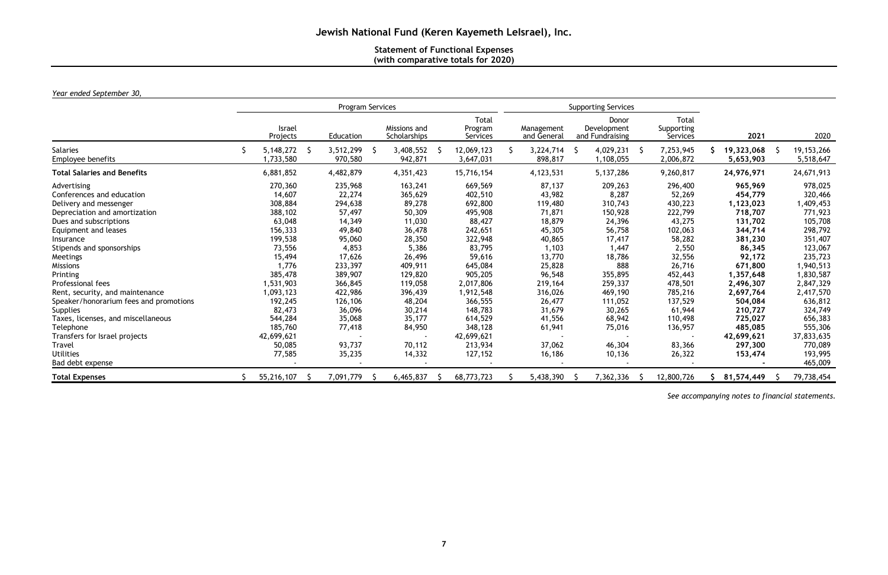# Jewish National Fund (Keren Kayemeth LeIsrael), Inc.

## Statement of Functional Expenses
## (with comparative totals for 2020)

*Year ended September 30,*

| | Program Services | | | | Supporting Services | | | | |
|---|---|---|---|---|---|---|---|---|---|
| | Israel Projects | Education | Missions and Scholarships | Total Program Services | Management and General | Donor Development and Fundraising | Total Supporting Services | **2021** | 2020 |
| Salaries | $ 5,148,272 | $ 3,512,299 | $ 3,408,552 | $ 12,069,123 | $ 3,224,714 | $ 4,029,231 | $ 7,253,945 | **$ 19,323,068** | $ 19,153,266 |
| Employee benefits | 1,733,580 | 970,580 | 942,871 | 3,647,031 | 898,817 | 1,108,055 | 2,006,872 | **5,653,903** | 5,518,647 |
| **Total Salaries and Benefits** | 6,881,852 | 4,482,879 | 4,351,423 | 15,716,154 | 4,123,531 | 5,137,286 | 9,260,817 | **24,976,971** | 24,671,913 |
| Advertising | 270,360 | 235,968 | 163,241 | 669,569 | 87,137 | 209,263 | 296,400 | **965,969** | 978,025 |
| Conferences and education | 14,607 | 22,274 | 365,629 | 402,510 | 43,982 | 8,287 | 52,269 | **454,779** | 320,466 |
| Delivery and messenger | 308,884 | 294,638 | 89,278 | 692,800 | 119,480 | 310,743 | 430,223 | **1,123,023** | 1,409,453 |
| Depreciation and amortization | 388,102 | 57,497 | 50,309 | 495,908 | 71,871 | 150,928 | 222,799 | **718,707** | 771,923 |
| Dues and subscriptions | 63,048 | 14,349 | 11,030 | 88,427 | 18,879 | 24,396 | 43,275 | **131,702** | 105,708 |
| Equipment and leases | 156,333 | 49,840 | 36,478 | 242,651 | 45,305 | 56,758 | 102,063 | **344,714** | 298,792 |
| Insurance | 199,538 | 95,060 | 28,350 | 322,948 | 40,865 | 17,417 | 58,282 | **381,230** | 351,407 |
| Stipends and sponsorships | 73,556 | 4,853 | 5,386 | 83,795 | 1,103 | 1,447 | 2,550 | **86,345** | 123,067 |
| Meetings | 15,494 | 17,626 | 26,496 | 59,616 | 13,770 | 18,786 | 32,556 | **92,172** | 235,723 |
| Missions | 1,776 | 233,397 | 409,911 | 645,084 | 25,828 | 888 | 26,716 | **671,800** | 1,940,513 |
| Printing | 385,478 | 389,907 | 129,820 | 905,205 | 96,548 | 355,895 | 452,443 | **1,357,648** | 1,830,587 |
| Professional fees | 1,531,903 | 366,845 | 119,058 | 2,017,806 | 219,164 | 259,337 | 478,501 | **2,496,307** | 2,847,329 |
| Rent, security, and maintenance | 1,093,123 | 422,986 | 396,439 | 1,912,548 | 316,026 | 469,190 | 785,216 | **2,697,764** | 2,417,570 |
| Speaker/honorarium fees and promotions | 192,245 | 126,106 | 48,204 | 366,555 | 26,477 | 111,052 | 137,529 | **504,084** | 636,812 |
| Supplies | 82,473 | 36,096 | 30,214 | 148,783 | 31,679 | 30,265 | 61,944 | **210,727** | 324,749 |
| Taxes, licenses, and miscellaneous | 544,284 | 35,068 | 35,177 | 614,529 | 41,556 | 68,942 | 110,498 | **725,027** | 656,383 |
| Telephone | 185,760 | 77,418 | 84,950 | 348,128 | 61,941 | 75,016 | 136,957 | **485,085** | 555,306 |
| Transfers for Israel projects | 42,699,621 | - | - | 42,699,621 | - | - | - | **42,699,621** | 37,833,635 |
| Travel | 50,085 | 93,737 | 70,112 | 213,934 | 37,062 | 46,304 | 83,366 | **297,300** | 770,089 |
| Utilities | 77,585 | 35,235 | 14,332 | 127,152 | 16,186 | 10,136 | 26,322 | **153,474** | 193,995 |
| Bad debt expense | - | - | - | - | - | - | - | **-** | 465,009 |
| **Total Expenses** | $ 55,216,107 | $ 7,091,779 | $ 6,465,837 | $ 68,773,723 | $ 5,438,390 | $ 7,362,336 | $ 12,800,726 | **$ 81,574,449** | $ 79,738,454 |

*See accompanying notes to financial statements.*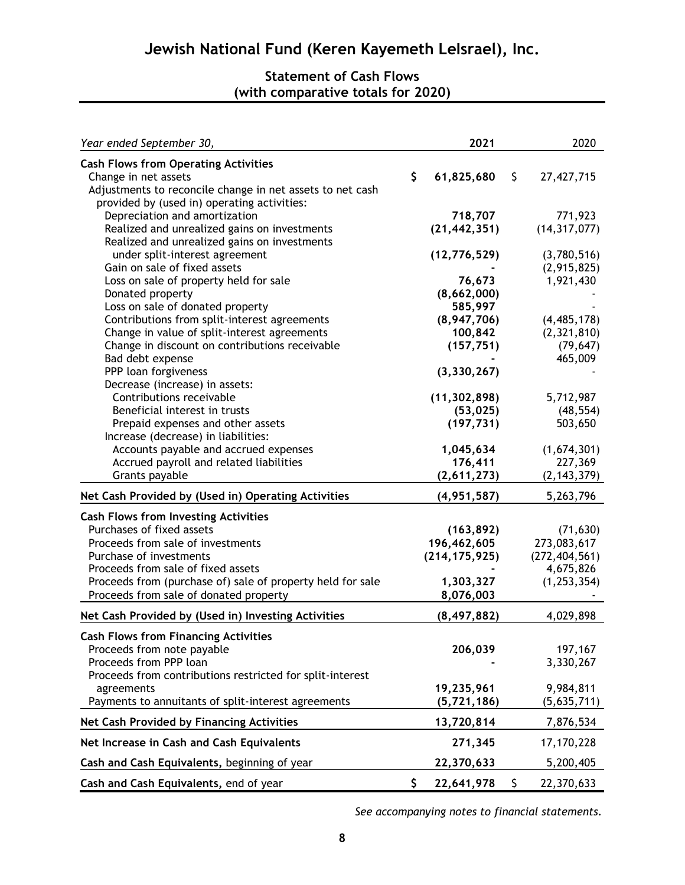# Jewish National Fund (Keren Kayemeth LeIsrael), Inc.

## Statement of Cash Flows
## (with comparative totals for 2020)

| *Year ended September 30,* | **2021** | 2020 |
|---|---|---|
| **Cash Flows from Operating Activities** | | |
| Change in net assets | **$ 61,825,680** | $ 27,427,715 |
| Adjustments to reconcile change in net assets to net cash provided by (used in) operating activities: | | |
| Depreciation and amortization | **718,707** | 771,923 |
| Realized and unrealized gains on investments | **(21,442,351)** | (14,317,077) |
| Realized and unrealized gains on investments under split-interest agreement | **(12,776,529)** | (3,780,516) |
| Gain on sale of fixed assets | **-** | (2,915,825) |
| Loss on sale of property held for sale | **76,673** | 1,921,430 |
| Donated property | **(8,662,000)** | - |
| Loss on sale of donated property | **585,997** | - |
| Contributions from split-interest agreements | **(8,947,706)** | (4,485,178) |
| Change in value of split-interest agreements | **100,842** | (2,321,810) |
| Change in discount on contributions receivable | **(157,751)** | (79,647) |
| Bad debt expense | **-** | 465,009 |
| PPP loan forgiveness | **(3,330,267)** | - |
| Decrease (increase) in assets: | | |
| Contributions receivable | **(11,302,898)** | 5,712,987 |
| Beneficial interest in trusts | **(53,025)** | (48,554) |
| Prepaid expenses and other assets | **(197,731)** | 503,650 |
| Increase (decrease) in liabilities: | | |
| Accounts payable and accrued expenses | **1,045,634** | (1,674,301) |
| Accrued payroll and related liabilities | **176,411** | 227,369 |
| Grants payable | **(2,611,273)** | (2,143,379) |
| **Net Cash Provided by (Used in) Operating Activities** | **(4,951,587)** | 5,263,796 |
| **Cash Flows from Investing Activities** | | |
| Purchases of fixed assets | **(163,892)** | (71,630) |
| Proceeds from sale of investments | **196,462,605** | 273,083,617 |
| Purchase of investments | **(214,175,925)** | (272,404,561) |
| Proceeds from sale of fixed assets | **-** | 4,675,826 |
| Proceeds from (purchase of) sale of property held for sale | **1,303,327** | (1,253,354) |
| Proceeds from sale of donated property | **8,076,003** | - |
| **Net Cash Provided by (Used in) Investing Activities** | **(8,497,882)** | 4,029,898 |
| **Cash Flows from Financing Activities** | | |
| Proceeds from note payable | **206,039** | 197,167 |
| Proceeds from PPP loan | **-** | 3,330,267 |
| Proceeds from contributions restricted for split-interest agreements | **19,235,961** | 9,984,811 |
| Payments to annuitants of split-interest agreements | **(5,721,186)** | (5,635,711) |
| **Net Cash Provided by Financing Activities** | **13,720,814** | 7,876,534 |
| **Net Increase in Cash and Cash Equivalents** | **271,345** | 17,170,228 |
| **Cash and Cash Equivalents,** beginning of year | **22,370,633** | 5,200,405 |
| **Cash and Cash Equivalents,** end of year | **$ 22,641,978** | $ 22,370,633 |

*See accompanying notes to financial statements.*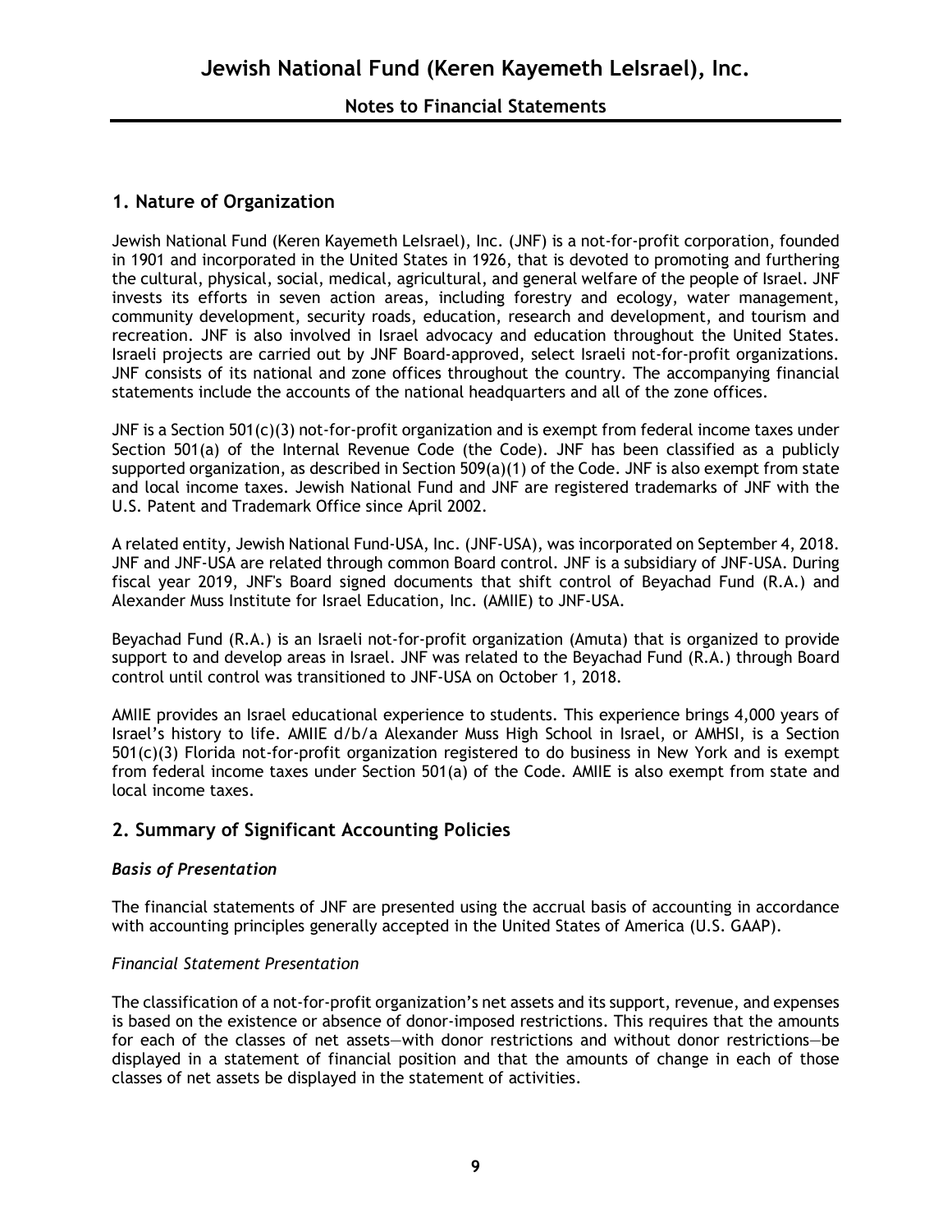# Jewish National Fund (Keren Kayemeth LeIsrael), Inc.

## Notes to Financial Statements

## 1. Nature of Organization

Jewish National Fund (Keren Kayemeth LeIsrael), Inc. (JNF) is a not-for-profit corporation, founded in 1901 and incorporated in the United States in 1926, that is devoted to promoting and furthering the cultural, physical, social, medical, agricultural, and general welfare of the people of Israel. JNF invests its efforts in seven action areas, including forestry and ecology, water management, community development, security roads, education, research and development, and tourism and recreation. JNF is also involved in Israel advocacy and education throughout the United States. Israeli projects are carried out by JNF Board-approved, select Israeli not-for-profit organizations. JNF consists of its national and zone offices throughout the country. The accompanying financial statements include the accounts of the national headquarters and all of the zone offices.

JNF is a Section 501(c)(3) not-for-profit organization and is exempt from federal income taxes under Section 501(a) of the Internal Revenue Code (the Code). JNF has been classified as a publicly supported organization, as described in Section 509(a)(1) of the Code. JNF is also exempt from state and local income taxes. Jewish National Fund and JNF are registered trademarks of JNF with the U.S. Patent and Trademark Office since April 2002.

A related entity, Jewish National Fund-USA, Inc. (JNF-USA), was incorporated on September 4, 2018. JNF and JNF-USA are related through common Board control. JNF is a subsidiary of JNF-USA. During fiscal year 2019, JNF's Board signed documents that shift control of Beyachad Fund (R.A.) and Alexander Muss Institute for Israel Education, Inc. (AMIIE) to JNF-USA.

Beyachad Fund (R.A.) is an Israeli not-for-profit organization (Amuta) that is organized to provide support to and develop areas in Israel. JNF was related to the Beyachad Fund (R.A.) through Board control until control was transitioned to JNF-USA on October 1, 2018.

AMIIE provides an Israel educational experience to students. This experience brings 4,000 years of Israel's history to life. AMIIE d/b/a Alexander Muss High School in Israel, or AMHSI, is a Section 501(c)(3) Florida not-for-profit organization registered to do business in New York and is exempt from federal income taxes under Section 501(a) of the Code. AMIIE is also exempt from state and local income taxes.

## 2. Summary of Significant Accounting Policies

### *Basis of Presentation*

The financial statements of JNF are presented using the accrual basis of accounting in accordance with accounting principles generally accepted in the United States of America (U.S. GAAP).

*Financial Statement Presentation*

The classification of a not-for-profit organization's net assets and its support, revenue, and expenses is based on the existence or absence of donor-imposed restrictions. This requires that the amounts for each of the classes of net assets—with donor restrictions and without donor restrictions—be displayed in a statement of financial position and that the amounts of change in each of those classes of net assets be displayed in the statement of activities.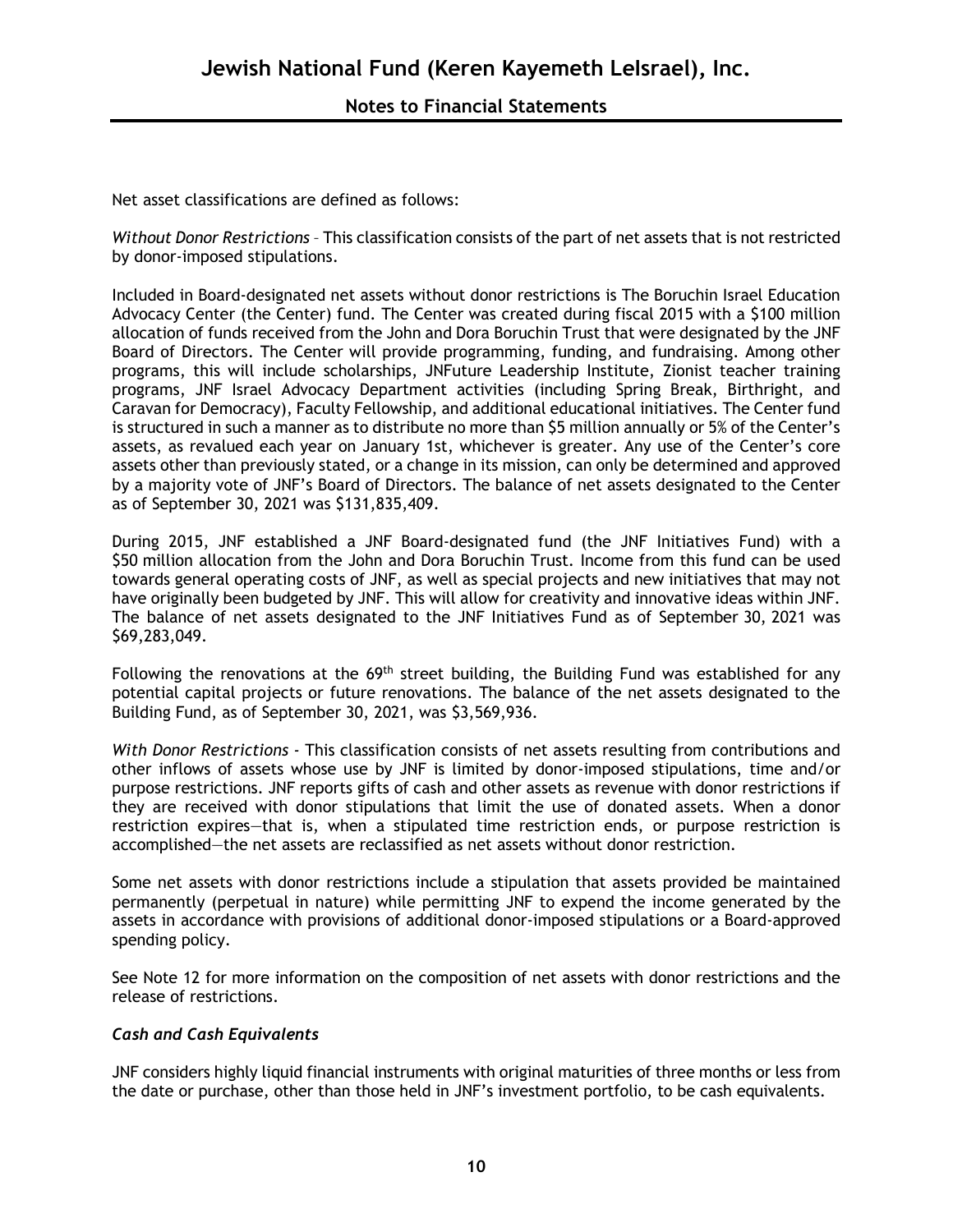Net asset classifications are defined as follows:

*Without Donor Restrictions* – This classification consists of the part of net assets that is not restricted by donor-imposed stipulations.

Included in Board-designated net assets without donor restrictions is The Boruchin Israel Education Advocacy Center (the Center) fund. The Center was created during fiscal 2015 with a $100 million allocation of funds received from the John and Dora Boruchin Trust that were designated by the JNF Board of Directors. The Center will provide programming, funding, and fundraising. Among other programs, this will include scholarships, JNFuture Leadership Institute, Zionist teacher training programs, JNF Israel Advocacy Department activities (including Spring Break, Birthright, and Caravan for Democracy), Faculty Fellowship, and additional educational initiatives. The Center fund is structured in such a manner as to distribute no more than $5 million annually or 5% of the Center's assets, as revalued each year on January 1st, whichever is greater. Any use of the Center's core assets other than previously stated, or a change in its mission, can only be determined and approved by a majority vote of JNF's Board of Directors. The balance of net assets designated to the Center as of September 30, 2021 was $131,835,409.

During 2015, JNF established a JNF Board-designated fund (the JNF Initiatives Fund) with a $50 million allocation from the John and Dora Boruchin Trust. Income from this fund can be used towards general operating costs of JNF, as well as special projects and new initiatives that may not have originally been budgeted by JNF. This will allow for creativity and innovative ideas within JNF. The balance of net assets designated to the JNF Initiatives Fund as of September 30, 2021 was $69,283,049.

Following the renovations at the 69th street building, the Building Fund was established for any potential capital projects or future renovations. The balance of the net assets designated to the Building Fund, as of September 30, 2021, was $3,569,936.

*With Donor Restrictions* - This classification consists of net assets resulting from contributions and other inflows of assets whose use by JNF is limited by donor-imposed stipulations, time and/or purpose restrictions. JNF reports gifts of cash and other assets as revenue with donor restrictions if they are received with donor stipulations that limit the use of donated assets. When a donor restriction expires—that is, when a stipulated time restriction ends, or purpose restriction is accomplished—the net assets are reclassified as net assets without donor restriction.

Some net assets with donor restrictions include a stipulation that assets provided be maintained permanently (perpetual in nature) while permitting JNF to expend the income generated by the assets in accordance with provisions of additional donor-imposed stipulations or a Board-approved spending policy.

See Note 12 for more information on the composition of net assets with donor restrictions and the release of restrictions.

### *Cash and Cash Equivalents*

JNF considers highly liquid financial instruments with original maturities of three months or less from the date or purchase, other than those held in JNF's investment portfolio, to be cash equivalents.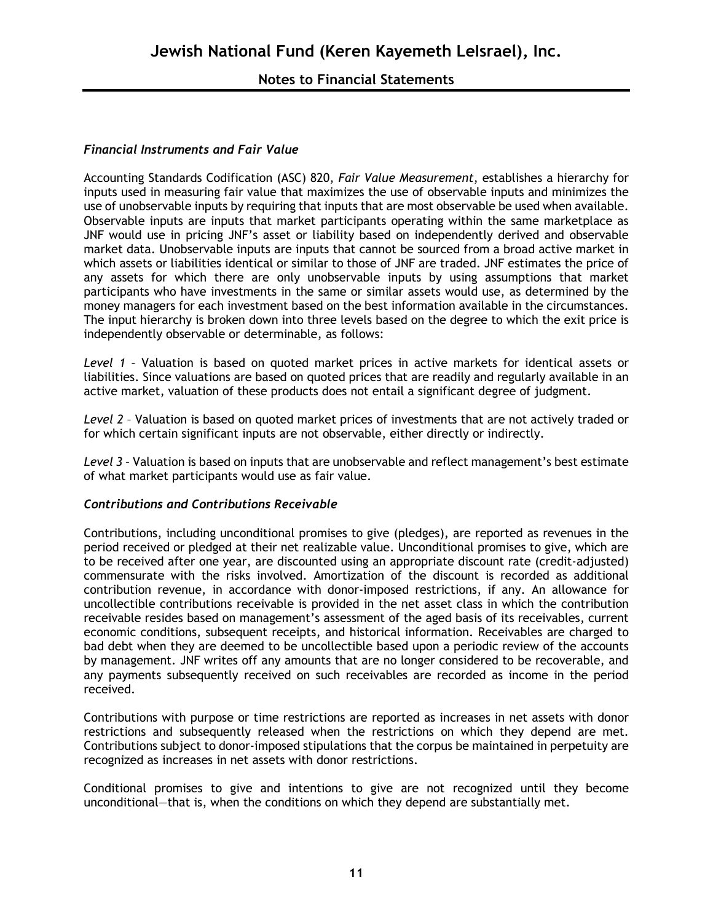### *Financial Instruments and Fair Value*

Accounting Standards Codification (ASC) 820, *Fair Value Measurement*, establishes a hierarchy for inputs used in measuring fair value that maximizes the use of observable inputs and minimizes the use of unobservable inputs by requiring that inputs that are most observable be used when available. Observable inputs are inputs that market participants operating within the same marketplace as JNF would use in pricing JNF's asset or liability based on independently derived and observable market data. Unobservable inputs are inputs that cannot be sourced from a broad active market in which assets or liabilities identical or similar to those of JNF are traded. JNF estimates the price of any assets for which there are only unobservable inputs by using assumptions that market participants who have investments in the same or similar assets would use, as determined by the money managers for each investment based on the best information available in the circumstances. The input hierarchy is broken down into three levels based on the degree to which the exit price is independently observable or determinable, as follows:

*Level 1* – Valuation is based on quoted market prices in active markets for identical assets or liabilities. Since valuations are based on quoted prices that are readily and regularly available in an active market, valuation of these products does not entail a significant degree of judgment.

*Level 2* – Valuation is based on quoted market prices of investments that are not actively traded or for which certain significant inputs are not observable, either directly or indirectly.

*Level 3* – Valuation is based on inputs that are unobservable and reflect management's best estimate of what market participants would use as fair value.

### *Contributions and Contributions Receivable*

Contributions, including unconditional promises to give (pledges), are reported as revenues in the period received or pledged at their net realizable value. Unconditional promises to give, which are to be received after one year, are discounted using an appropriate discount rate (credit-adjusted) commensurate with the risks involved. Amortization of the discount is recorded as additional contribution revenue, in accordance with donor-imposed restrictions, if any. An allowance for uncollectible contributions receivable is provided in the net asset class in which the contribution receivable resides based on management's assessment of the aged basis of its receivables, current economic conditions, subsequent receipts, and historical information. Receivables are charged to bad debt when they are deemed to be uncollectible based upon a periodic review of the accounts by management. JNF writes off any amounts that are no longer considered to be recoverable, and any payments subsequently received on such receivables are recorded as income in the period received.

Contributions with purpose or time restrictions are reported as increases in net assets with donor restrictions and subsequently released when the restrictions on which they depend are met. Contributions subject to donor-imposed stipulations that the corpus be maintained in perpetuity are recognized as increases in net assets with donor restrictions.

Conditional promises to give and intentions to give are not recognized until they become unconditional—that is, when the conditions on which they depend are substantially met.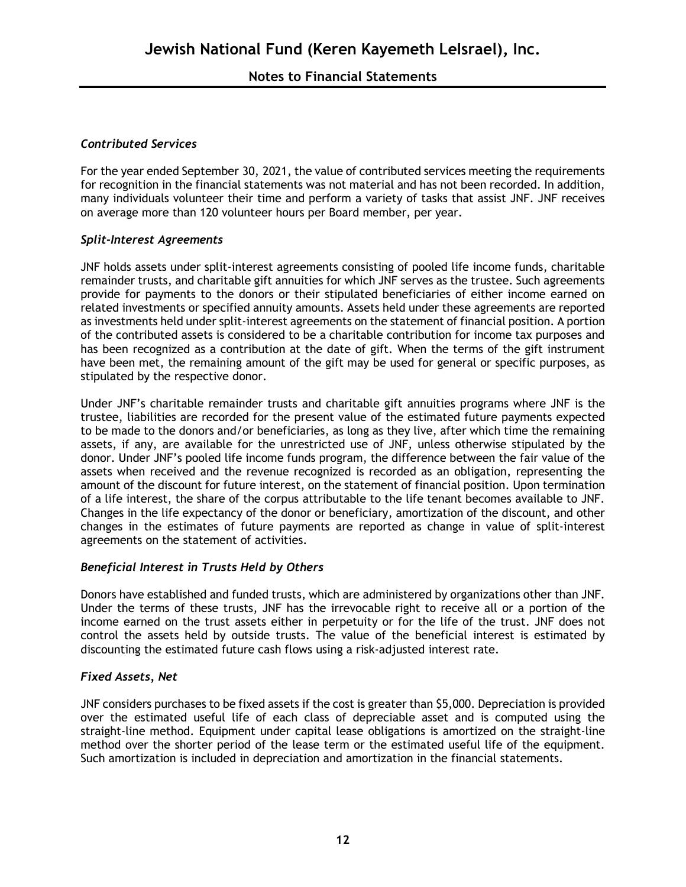### *Contributed Services*

For the year ended September 30, 2021, the value of contributed services meeting the requirements for recognition in the financial statements was not material and has not been recorded. In addition, many individuals volunteer their time and perform a variety of tasks that assist JNF. JNF receives on average more than 120 volunteer hours per Board member, per year.

### *Split-Interest Agreements*

JNF holds assets under split-interest agreements consisting of pooled life income funds, charitable remainder trusts, and charitable gift annuities for which JNF serves as the trustee. Such agreements provide for payments to the donors or their stipulated beneficiaries of either income earned on related investments or specified annuity amounts. Assets held under these agreements are reported as investments held under split-interest agreements on the statement of financial position. A portion of the contributed assets is considered to be a charitable contribution for income tax purposes and has been recognized as a contribution at the date of gift. When the terms of the gift instrument have been met, the remaining amount of the gift may be used for general or specific purposes, as stipulated by the respective donor.

Under JNF's charitable remainder trusts and charitable gift annuities programs where JNF is the trustee, liabilities are recorded for the present value of the estimated future payments expected to be made to the donors and/or beneficiaries, as long as they live, after which time the remaining assets, if any, are available for the unrestricted use of JNF, unless otherwise stipulated by the donor. Under JNF's pooled life income funds program, the difference between the fair value of the assets when received and the revenue recognized is recorded as an obligation, representing the amount of the discount for future interest, on the statement of financial position. Upon termination of a life interest, the share of the corpus attributable to the life tenant becomes available to JNF. Changes in the life expectancy of the donor or beneficiary, amortization of the discount, and other changes in the estimates of future payments are reported as change in value of split-interest agreements on the statement of activities.

### *Beneficial Interest in Trusts Held by Others*

Donors have established and funded trusts, which are administered by organizations other than JNF. Under the terms of these trusts, JNF has the irrevocable right to receive all or a portion of the income earned on the trust assets either in perpetuity or for the life of the trust. JNF does not control the assets held by outside trusts. The value of the beneficial interest is estimated by discounting the estimated future cash flows using a risk-adjusted interest rate.

### *Fixed Assets, Net*

JNF considers purchases to be fixed assets if the cost is greater than $5,000. Depreciation is provided over the estimated useful life of each class of depreciable asset and is computed using the straight-line method. Equipment under capital lease obligations is amortized on the straight-line method over the shorter period of the lease term or the estimated useful life of the equipment. Such amortization is included in depreciation and amortization in the financial statements.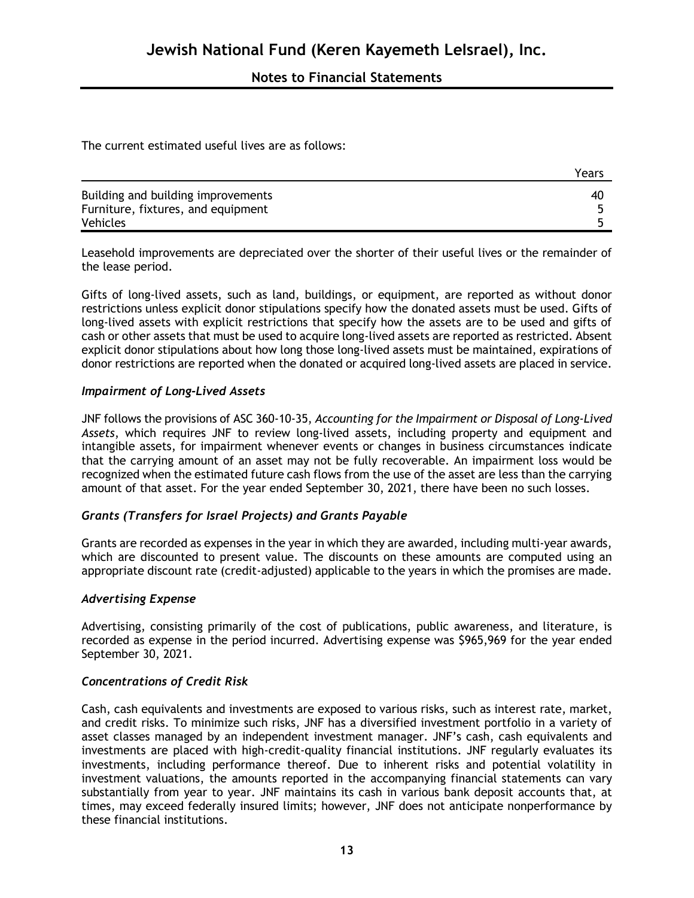The current estimated useful lives are as follows:

| | Years |
|---|---|
| Building and building improvements | 40 |
| Furniture, fixtures, and equipment | 5 |
| Vehicles | 5 |

Leasehold improvements are depreciated over the shorter of their useful lives or the remainder of the lease period.

Gifts of long-lived assets, such as land, buildings, or equipment, are reported as without donor restrictions unless explicit donor stipulations specify how the donated assets must be used. Gifts of long-lived assets with explicit restrictions that specify how the assets are to be used and gifts of cash or other assets that must be used to acquire long-lived assets are reported as restricted. Absent explicit donor stipulations about how long those long-lived assets must be maintained, expirations of donor restrictions are reported when the donated or acquired long-lived assets are placed in service.

### *Impairment of Long-Lived Assets*

JNF follows the provisions of ASC 360-10-35, *Accounting for the Impairment or Disposal of Long-Lived Assets*, which requires JNF to review long-lived assets, including property and equipment and intangible assets, for impairment whenever events or changes in business circumstances indicate that the carrying amount of an asset may not be fully recoverable. An impairment loss would be recognized when the estimated future cash flows from the use of the asset are less than the carrying amount of that asset. For the year ended September 30, 2021, there have been no such losses.

### *Grants (Transfers for Israel Projects) and Grants Payable*

Grants are recorded as expenses in the year in which they are awarded, including multi-year awards, which are discounted to present value. The discounts on these amounts are computed using an appropriate discount rate (credit-adjusted) applicable to the years in which the promises are made.

### *Advertising Expense*

Advertising, consisting primarily of the cost of publications, public awareness, and literature, is recorded as expense in the period incurred. Advertising expense was $965,969 for the year ended September 30, 2021.

### *Concentrations of Credit Risk*

Cash, cash equivalents and investments are exposed to various risks, such as interest rate, market, and credit risks. To minimize such risks, JNF has a diversified investment portfolio in a variety of asset classes managed by an independent investment manager. JNF's cash, cash equivalents and investments are placed with high-credit-quality financial institutions. JNF regularly evaluates its investments, including performance thereof. Due to inherent risks and potential volatility in investment valuations, the amounts reported in the accompanying financial statements can vary substantially from year to year. JNF maintains its cash in various bank deposit accounts that, at times, may exceed federally insured limits; however, JNF does not anticipate nonperformance by these financial institutions.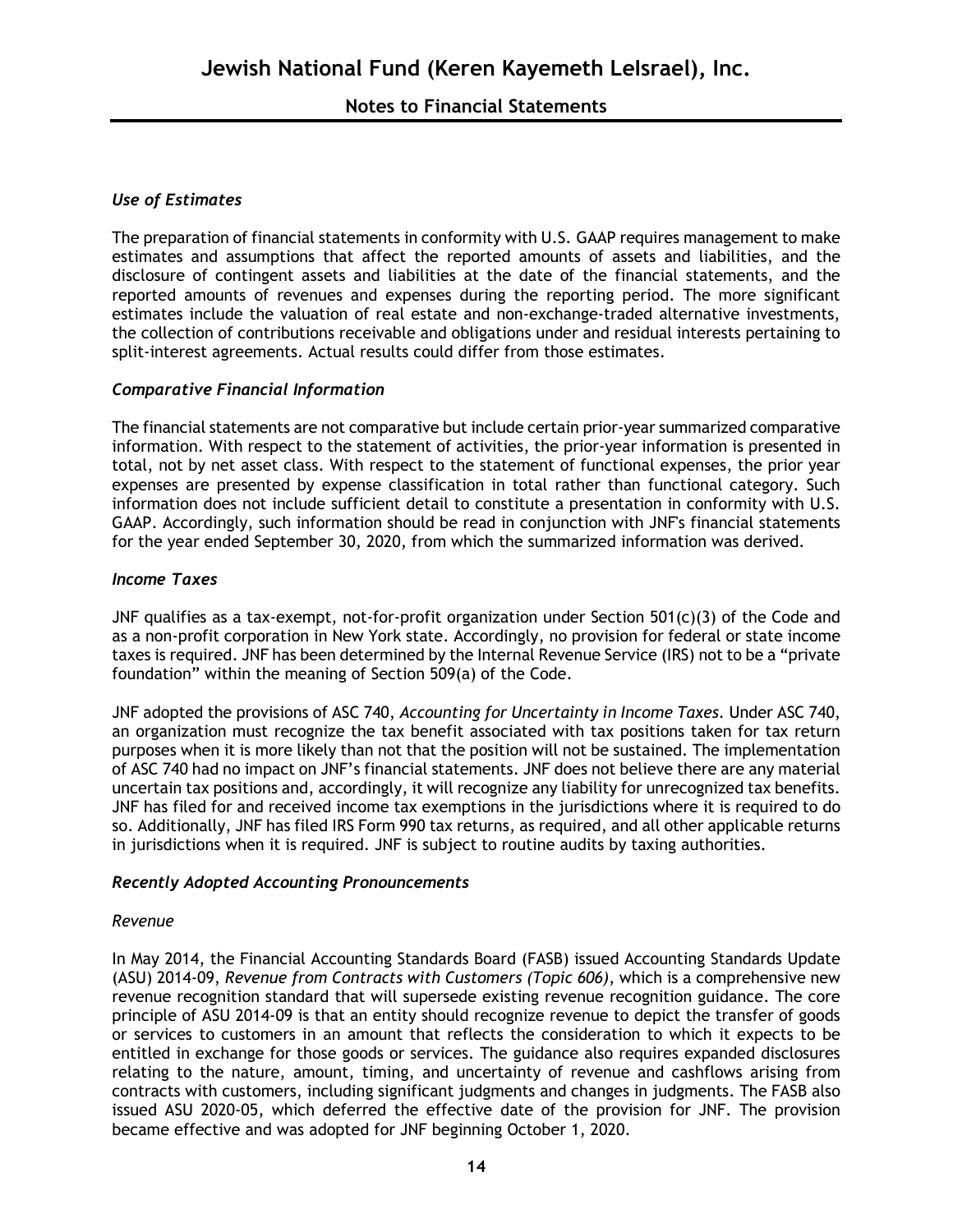### *Use of Estimates*

The preparation of financial statements in conformity with U.S. GAAP requires management to make estimates and assumptions that affect the reported amounts of assets and liabilities, and the disclosure of contingent assets and liabilities at the date of the financial statements, and the reported amounts of revenues and expenses during the reporting period. The more significant estimates include the valuation of real estate and non-exchange-traded alternative investments, the collection of contributions receivable and obligations under and residual interests pertaining to split-interest agreements. Actual results could differ from those estimates.

### *Comparative Financial Information*

The financial statements are not comparative but include certain prior-year summarized comparative information. With respect to the statement of activities, the prior-year information is presented in total, not by net asset class. With respect to the statement of functional expenses, the prior year expenses are presented by expense classification in total rather than functional category. Such information does not include sufficient detail to constitute a presentation in conformity with U.S. GAAP. Accordingly, such information should be read in conjunction with JNF's financial statements for the year ended September 30, 2020, from which the summarized information was derived.

### *Income Taxes*

JNF qualifies as a tax-exempt, not-for-profit organization under Section 501(c)(3) of the Code and as a non-profit corporation in New York state. Accordingly, no provision for federal or state income taxes is required. JNF has been determined by the Internal Revenue Service (IRS) not to be a "private foundation" within the meaning of Section 509(a) of the Code.

JNF adopted the provisions of ASC 740, *Accounting for Uncertainty in Income Taxes*. Under ASC 740, an organization must recognize the tax benefit associated with tax positions taken for tax return purposes when it is more likely than not that the position will not be sustained. The implementation of ASC 740 had no impact on JNF's financial statements. JNF does not believe there are any material uncertain tax positions and, accordingly, it will recognize any liability for unrecognized tax benefits. JNF has filed for and received income tax exemptions in the jurisdictions where it is required to do so. Additionally, JNF has filed IRS Form 990 tax returns, as required, and all other applicable returns in jurisdictions when it is required. JNF is subject to routine audits by taxing authorities.

### *Recently Adopted Accounting Pronouncements*

*Revenue*

In May 2014, the Financial Accounting Standards Board (FASB) issued Accounting Standards Update (ASU) 2014-09, *Revenue from Contracts with Customers (Topic 606)*, which is a comprehensive new revenue recognition standard that will supersede existing revenue recognition guidance. The core principle of ASU 2014-09 is that an entity should recognize revenue to depict the transfer of goods or services to customers in an amount that reflects the consideration to which it expects to be entitled in exchange for those goods or services. The guidance also requires expanded disclosures relating to the nature, amount, timing, and uncertainty of revenue and cashflows arising from contracts with customers, including significant judgments and changes in judgments. The FASB also issued ASU 2020-05, which deferred the effective date of the provision for JNF. The provision became effective and was adopted for JNF beginning October 1, 2020.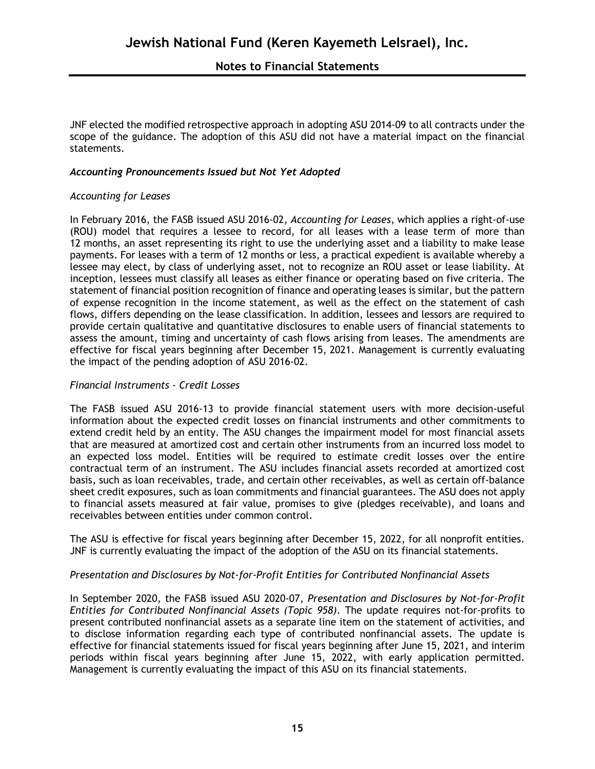JNF elected the modified retrospective approach in adopting ASU 2014-09 to all contracts under the scope of the guidance. The adoption of this ASU did not have a material impact on the financial statements.

### *Accounting Pronouncements Issued but Not Yet Adopted*

*Accounting for Leases*

In February 2016, the FASB issued ASU 2016-02, *Accounting for Leases*, which applies a right-of-use (ROU) model that requires a lessee to record, for all leases with a lease term of more than 12 months, an asset representing its right to use the underlying asset and a liability to make lease payments. For leases with a term of 12 months or less, a practical expedient is available whereby a lessee may elect, by class of underlying asset, not to recognize an ROU asset or lease liability. At inception, lessees must classify all leases as either finance or operating based on five criteria. The statement of financial position recognition of finance and operating leases is similar, but the pattern of expense recognition in the income statement, as well as the effect on the statement of cash flows, differs depending on the lease classification. In addition, lessees and lessors are required to provide certain qualitative and quantitative disclosures to enable users of financial statements to assess the amount, timing and uncertainty of cash flows arising from leases. The amendments are effective for fiscal years beginning after December 15, 2021. Management is currently evaluating the impact of the pending adoption of ASU 2016-02.

*Financial Instruments - Credit Losses*

The FASB issued ASU 2016-13 to provide financial statement users with more decision-useful information about the expected credit losses on financial instruments and other commitments to extend credit held by an entity. The ASU changes the impairment model for most financial assets that are measured at amortized cost and certain other instruments from an incurred loss model to an expected loss model. Entities will be required to estimate credit losses over the entire contractual term of an instrument. The ASU includes financial assets recorded at amortized cost basis, such as loan receivables, trade, and certain other receivables, as well as certain off-balance sheet credit exposures, such as loan commitments and financial guarantees. The ASU does not apply to financial assets measured at fair value, promises to give (pledges receivable), and loans and receivables between entities under common control.

The ASU is effective for fiscal years beginning after December 15, 2022, for all nonprofit entities. JNF is currently evaluating the impact of the adoption of the ASU on its financial statements.

*Presentation and Disclosures by Not-for-Profit Entities for Contributed Nonfinancial Assets*

In September 2020, the FASB issued ASU 2020-07, *Presentation and Disclosures by Not-for-Profit Entities for Contributed Nonfinancial Assets (Topic 958)*. The update requires not-for-profits to present contributed nonfinancial assets as a separate line item on the statement of activities, and to disclose information regarding each type of contributed nonfinancial assets. The update is effective for financial statements issued for fiscal years beginning after June 15, 2021, and interim periods within fiscal years beginning after June 15, 2022, with early application permitted. Management is currently evaluating the impact of this ASU on its financial statements.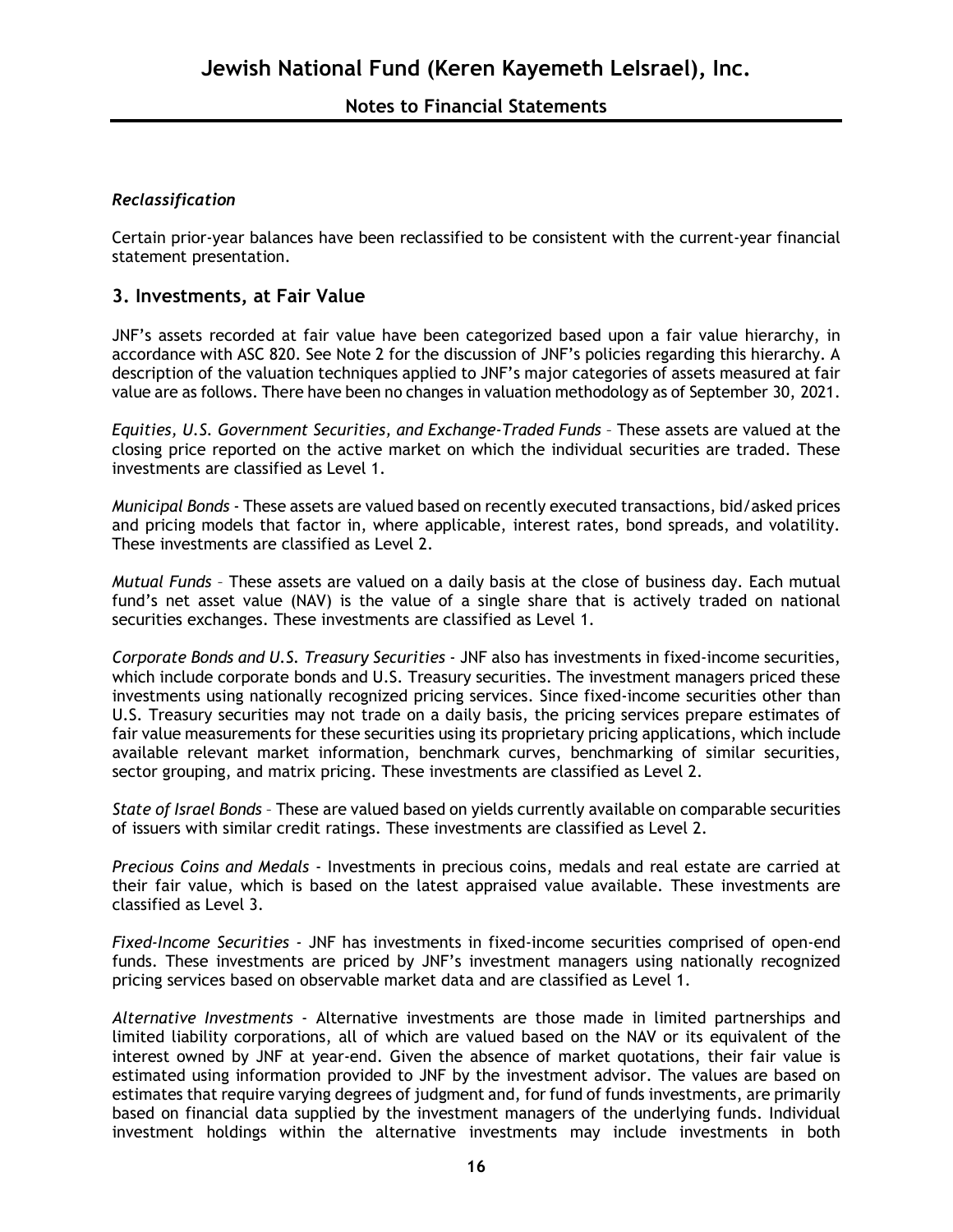### *Reclassification*

Certain prior-year balances have been reclassified to be consistent with the current-year financial statement presentation.

## 3. Investments, at Fair Value

JNF's assets recorded at fair value have been categorized based upon a fair value hierarchy, in accordance with ASC 820. See Note 2 for the discussion of JNF's policies regarding this hierarchy. A description of the valuation techniques applied to JNF's major categories of assets measured at fair value are as follows. There have been no changes in valuation methodology as of September 30, 2021.

*Equities, U.S. Government Securities, and Exchange-Traded Funds* – These assets are valued at the closing price reported on the active market on which the individual securities are traded. These investments are classified as Level 1.

*Municipal Bonds* - These assets are valued based on recently executed transactions, bid/asked prices and pricing models that factor in, where applicable, interest rates, bond spreads, and volatility. These investments are classified as Level 2.

*Mutual Funds* – These assets are valued on a daily basis at the close of business day. Each mutual fund's net asset value (NAV) is the value of a single share that is actively traded on national securities exchanges. These investments are classified as Level 1.

*Corporate Bonds and U.S. Treasury Securities* - JNF also has investments in fixed-income securities, which include corporate bonds and U.S. Treasury securities. The investment managers priced these investments using nationally recognized pricing services. Since fixed-income securities other than U.S. Treasury securities may not trade on a daily basis, the pricing services prepare estimates of fair value measurements for these securities using its proprietary pricing applications, which include available relevant market information, benchmark curves, benchmarking of similar securities, sector grouping, and matrix pricing. These investments are classified as Level 2.

*State of Israel Bonds* – These are valued based on yields currently available on comparable securities of issuers with similar credit ratings. These investments are classified as Level 2.

*Precious Coins and Medals* - Investments in precious coins, medals and real estate are carried at their fair value, which is based on the latest appraised value available. These investments are classified as Level 3.

*Fixed-Income Securities* - JNF has investments in fixed-income securities comprised of open-end funds. These investments are priced by JNF's investment managers using nationally recognized pricing services based on observable market data and are classified as Level 1.

*Alternative Investments* - Alternative investments are those made in limited partnerships and limited liability corporations, all of which are valued based on the NAV or its equivalent of the interest owned by JNF at year-end. Given the absence of market quotations, their fair value is estimated using information provided to JNF by the investment advisor. The values are based on estimates that require varying degrees of judgment and, for fund of funds investments, are primarily based on financial data supplied by the investment managers of the underlying funds. Individual investment holdings within the alternative investments may include investments in both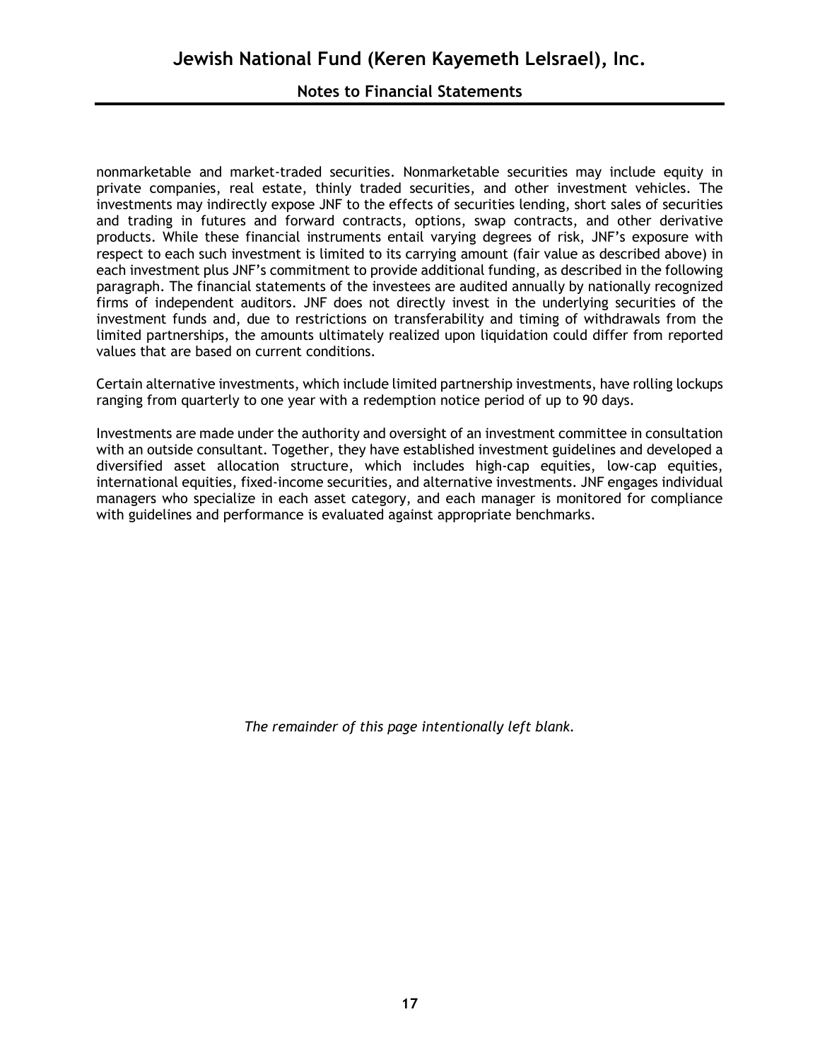nonmarketable and market-traded securities. Nonmarketable securities may include equity in private companies, real estate, thinly traded securities, and other investment vehicles. The investments may indirectly expose JNF to the effects of securities lending, short sales of securities and trading in futures and forward contracts, options, swap contracts, and other derivative products. While these financial instruments entail varying degrees of risk, JNF's exposure with respect to each such investment is limited to its carrying amount (fair value as described above) in each investment plus JNF's commitment to provide additional funding, as described in the following paragraph. The financial statements of the investees are audited annually by nationally recognized firms of independent auditors. JNF does not directly invest in the underlying securities of the investment funds and, due to restrictions on transferability and timing of withdrawals from the limited partnerships, the amounts ultimately realized upon liquidation could differ from reported values that are based on current conditions.

Certain alternative investments, which include limited partnership investments, have rolling lockups ranging from quarterly to one year with a redemption notice period of up to 90 days.

Investments are made under the authority and oversight of an investment committee in consultation with an outside consultant. Together, they have established investment guidelines and developed a diversified asset allocation structure, which includes high-cap equities, low-cap equities, international equities, fixed-income securities, and alternative investments. JNF engages individual managers who specialize in each asset category, and each manager is monitored for compliance with guidelines and performance is evaluated against appropriate benchmarks.

*The remainder of this page intentionally left blank.*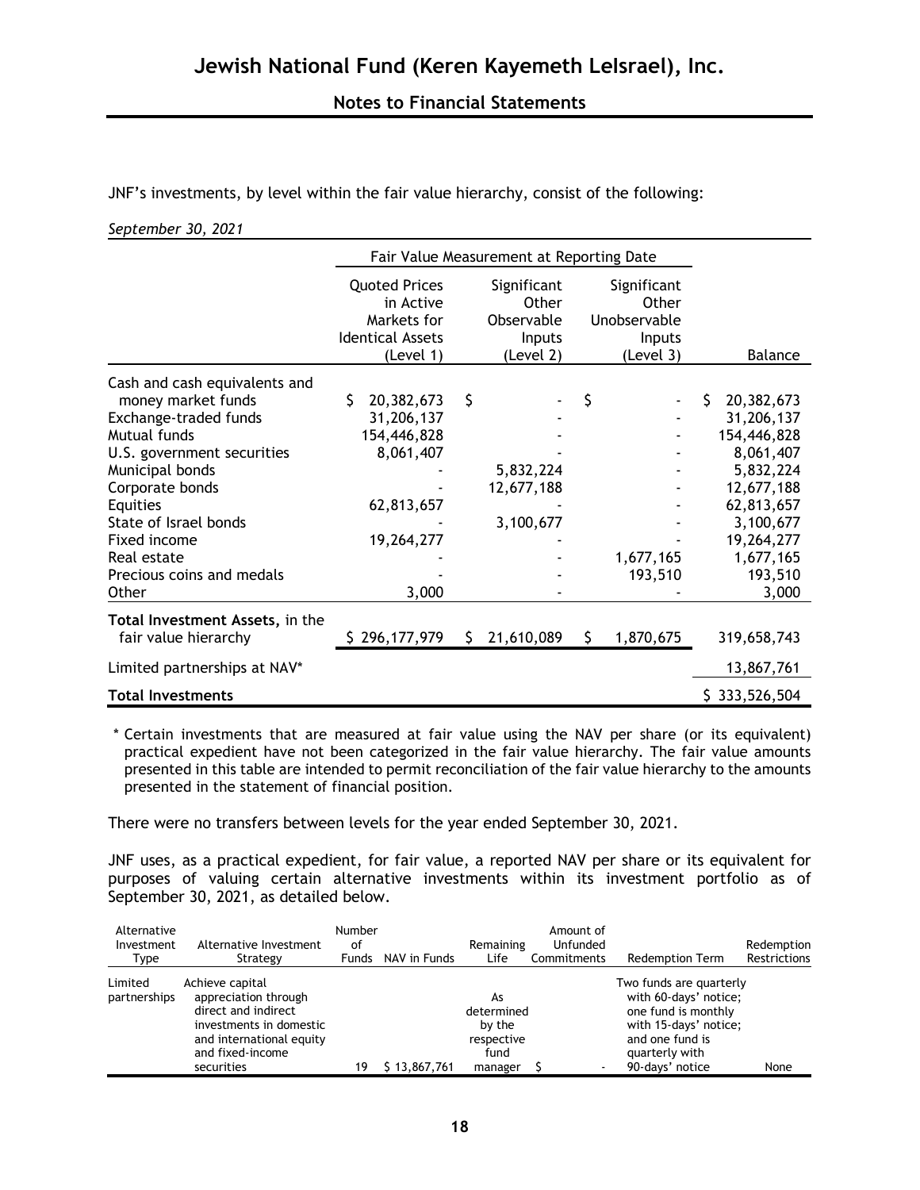JNF's investments, by level within the fair value hierarchy, consist of the following:

*September 30, 2021*

| | Fair Value Measurement at Reporting Date | | | |
|---|---|---|---|---|
| | Quoted Prices in Active Markets for Identical Assets (Level 1) | Significant Other Observable Inputs (Level 2) | Significant Other Unobservable Inputs (Level 3) | Balance |
| Cash and cash equivalents and money market funds | $ 20,382,673 | $ - | $ - | $ 20,382,673 |
| Exchange-traded funds | 31,206,137 | - | - | 31,206,137 |
| Mutual funds | 154,446,828 | - | - | 154,446,828 |
| U.S. government securities | 8,061,407 | - | - | 8,061,407 |
| Municipal bonds | - | 5,832,224 | - | 5,832,224 |
| Corporate bonds | - | 12,677,188 | - | 12,677,188 |
| Equities | 62,813,657 | - | - | 62,813,657 |
| State of Israel bonds | - | 3,100,677 | - | 3,100,677 |
| Fixed income | 19,264,277 | - | - | 19,264,277 |
| Real estate | - | - | 1,677,165 | 1,677,165 |
| Precious coins and medals | - | - | 193,510 | 193,510 |
| Other | 3,000 | - | - | 3,000 |
| **Total Investment Assets,** in the fair value hierarchy | $ 296,177,979 | $ 21,610,089 | $ 1,870,675 | 319,658,743 |
| Limited partnerships at NAV* | | | | 13,867,761 |
| **Total Investments** | | | | $ 333,526,504 |

\* Certain investments that are measured at fair value using the NAV per share (or its equivalent) practical expedient have not been categorized in the fair value hierarchy. The fair value amounts presented in this table are intended to permit reconciliation of the fair value hierarchy to the amounts presented in the statement of financial position.

There were no transfers between levels for the year ended September 30, 2021.

JNF uses, as a practical expedient, for fair value, a reported NAV per share or its equivalent for purposes of valuing certain alternative investments within its investment portfolio as of September 30, 2021, as detailed below.

| Alternative Investment Type | Alternative Investment Strategy | Number of Funds | NAV in Funds | Remaining Life | Amount of Unfunded Commitments | Redemption Term | Redemption Restrictions |
|---|---|---|---|---|---|---|---|
| Limited partnerships | Achieve capital appreciation through direct and indirect investments in domestic and international equity and fixed-income securities | 19 | $ 13,867,761 | As determined by the respective fund manager | $ - | Two funds are quarterly with 60-days' notice; one fund is monthly with 15-days' notice; and one fund is quarterly with 90-days' notice | None |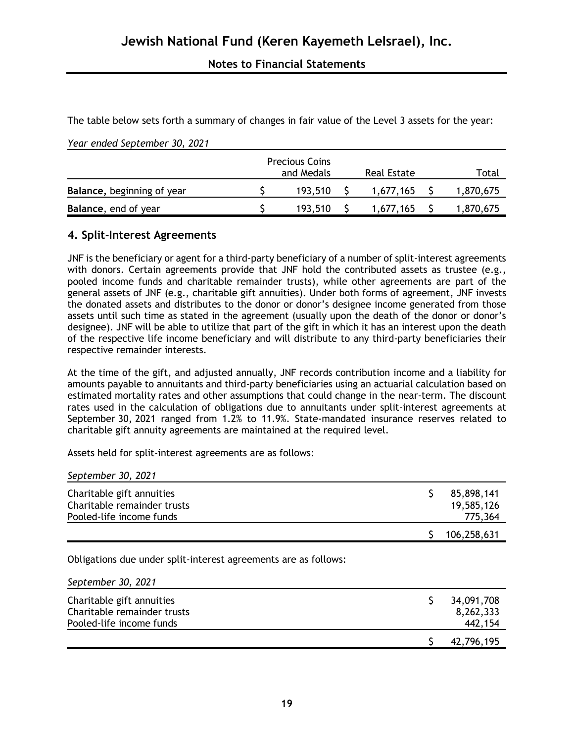The table below sets forth a summary of changes in fair value of the Level 3 assets for the year:

*Year ended September 30, 2021*

| | Precious Coins and Medals | Real Estate | Total |
|---|---|---|---|
| **Balance,** beginning of year | $ 193,510 | $ 1,677,165 | $ 1,870,675 |
| **Balance**, end of year | $ 193,510 | $ 1,677,165 | $ 1,870,675 |

## 4. Split-Interest Agreements

JNF is the beneficiary or agent for a third-party beneficiary of a number of split-interest agreements with donors. Certain agreements provide that JNF hold the contributed assets as trustee (e.g., pooled income funds and charitable remainder trusts), while other agreements are part of the general assets of JNF (e.g., charitable gift annuities). Under both forms of agreement, JNF invests the donated assets and distributes to the donor or donor's designee income generated from those assets until such time as stated in the agreement (usually upon the death of the donor or donor's designee). JNF will be able to utilize that part of the gift in which it has an interest upon the death of the respective life income beneficiary and will distribute to any third-party beneficiaries their respective remainder interests.

At the time of the gift, and adjusted annually, JNF records contribution income and a liability for amounts payable to annuitants and third-party beneficiaries using an actuarial calculation based on estimated mortality rates and other assumptions that could change in the near-term. The discount rates used in the calculation of obligations due to annuitants under split-interest agreements at September 30, 2021 ranged from 1.2% to 11.9%. State-mandated insurance reserves related to charitable gift annuity agreements are maintained at the required level.

Assets held for split-interest agreements are as follows:

*September 30, 2021*

| | |
|---|---|
| Charitable gift annuities | $ 85,898,141 |
| Charitable remainder trusts | 19,585,126 |
| Pooled-life income funds | 775,364 |
| | $ 106,258,631 |

Obligations due under split-interest agreements are as follows:

*September 30, 2021*

| | |
|---|---|
| Charitable gift annuities | $ 34,091,708 |
| Charitable remainder trusts | 8,262,333 |
| Pooled-life income funds | 442,154 |
| | $ 42,796,195 |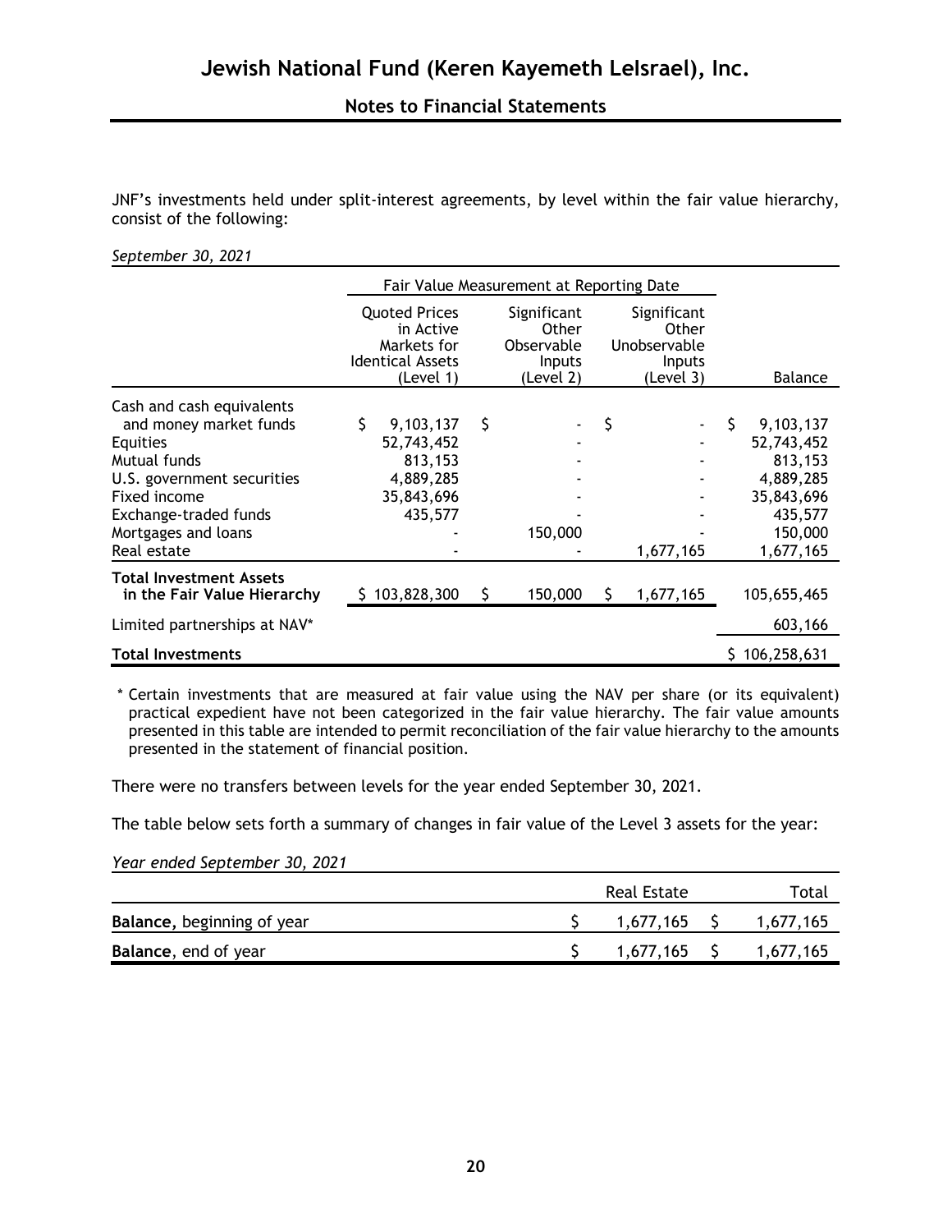JNF's investments held under split-interest agreements, by level within the fair value hierarchy, consist of the following:

*September 30, 2021*

| | Fair Value Measurement at Reporting Date | | | |
|---|---|---|---|---|
| | Quoted Prices in Active Markets for Identical Assets (Level 1) | Significant Other Observable Inputs (Level 2) | Significant Other Unobservable Inputs (Level 3) | Balance |
| Cash and cash equivalents and money market funds | $ 9,103,137 | $ - | $ - | $ 9,103,137 |
| Equities | 52,743,452 | - | - | 52,743,452 |
| Mutual funds | 813,153 | - | - | 813,153 |
| U.S. government securities | 4,889,285 | - | - | 4,889,285 |
| Fixed income | 35,843,696 | - | - | 35,843,696 |
| Exchange-traded funds | 435,577 | - | - | 435,577 |
| Mortgages and loans | - | 150,000 | - | 150,000 |
| Real estate | - | - | 1,677,165 | 1,677,165 |
| **Total Investment Assets in the Fair Value Hierarchy** | $ 103,828,300 | $ 150,000 | $ 1,677,165 | 105,655,465 |
| Limited partnerships at NAV* | | | | 603,166 |
| **Total Investments** | | | | $ 106,258,631 |

\* Certain investments that are measured at fair value using the NAV per share (or its equivalent) practical expedient have not been categorized in the fair value hierarchy. The fair value amounts presented in this table are intended to permit reconciliation of the fair value hierarchy to the amounts presented in the statement of financial position.

There were no transfers between levels for the year ended September 30, 2021.

The table below sets forth a summary of changes in fair value of the Level 3 assets for the year:

*Year ended September 30, 2021*

| | Real Estate | Total |
|---|---|---|
| **Balance,** beginning of year | $ 1,677,165 | $ 1,677,165 |
| **Balance**, end of year | $ 1,677,165 | $ 1,677,165 |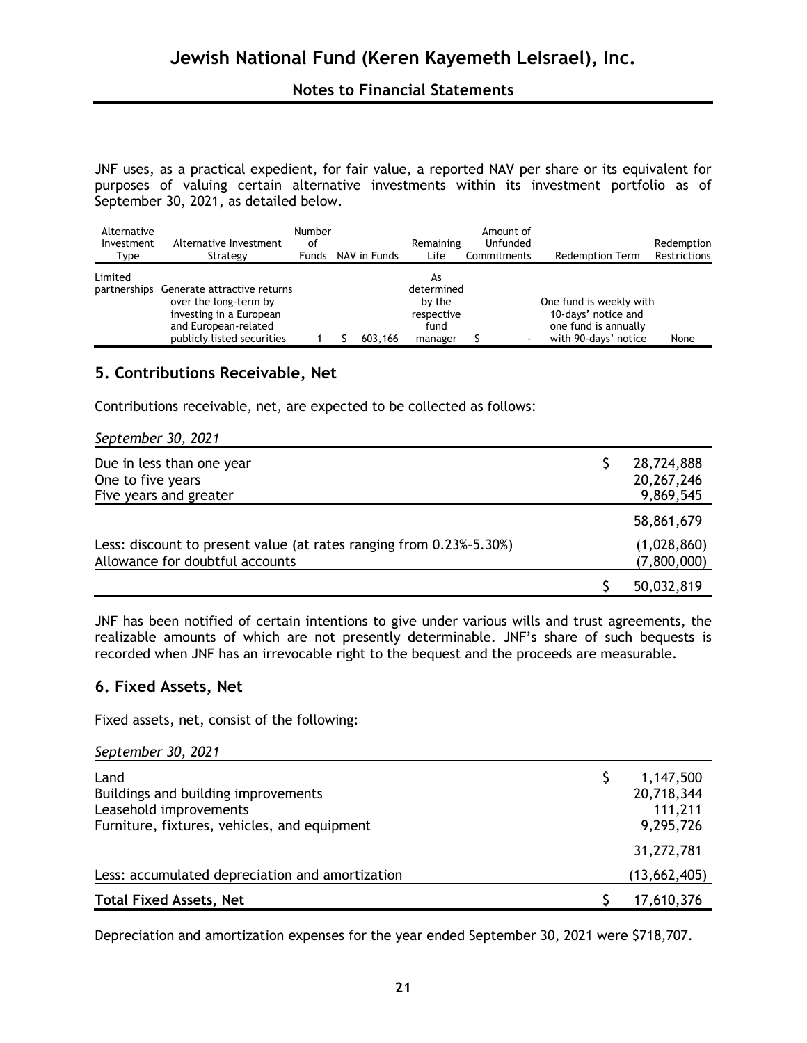JNF uses, as a practical expedient, for fair value, a reported NAV per share or its equivalent for purposes of valuing certain alternative investments within its investment portfolio as of September 30, 2021, as detailed below.

| Alternative Investment Type | Alternative Investment Strategy | Number of Funds | NAV in Funds | Remaining Life | Amount of Unfunded Commitments | Redemption Term | Redemption Restrictions |
|---|---|---|---|---|---|---|---|
| Limited partnerships | Generate attractive returns over the long-term by investing in a European and European-related publicly listed securities | 1 | $ 603,166 | As determined by the respective fund manager | $ - | One fund is weekly with 10-days' notice and one fund is annually with 90-days' notice | None |

## 5. Contributions Receivable, Net

Contributions receivable, net, are expected to be collected as follows:

| *September 30, 2021* | |
|---|---|
| Due in less than one year | $ 28,724,888 |
| One to five years | 20,267,246 |
| Five years and greater | 9,869,545 |
| | 58,861,679 |
| Less: discount to present value (at rates ranging from 0.23%–5.30%) | (1,028,860) |
| Allowance for doubtful accounts | (7,800,000) |
| | $ 50,032,819 |

JNF has been notified of certain intentions to give under various wills and trust agreements, the realizable amounts of which are not presently determinable. JNF's share of such bequests is recorded when JNF has an irrevocable right to the bequest and the proceeds are measurable.

## 6. Fixed Assets, Net

Fixed assets, net, consist of the following:

| *September 30, 2021* | |
|---|---|
| Land | $ 1,147,500 |
| Buildings and building improvements | 20,718,344 |
| Leasehold improvements | 111,211 |
| Furniture, fixtures, vehicles, and equipment | 9,295,726 |
| | 31,272,781 |
| Less: accumulated depreciation and amortization | (13,662,405) |
| **Total Fixed Assets, Net** | $ 17,610,376 |

Depreciation and amortization expenses for the year ended September 30, 2021 were $718,707.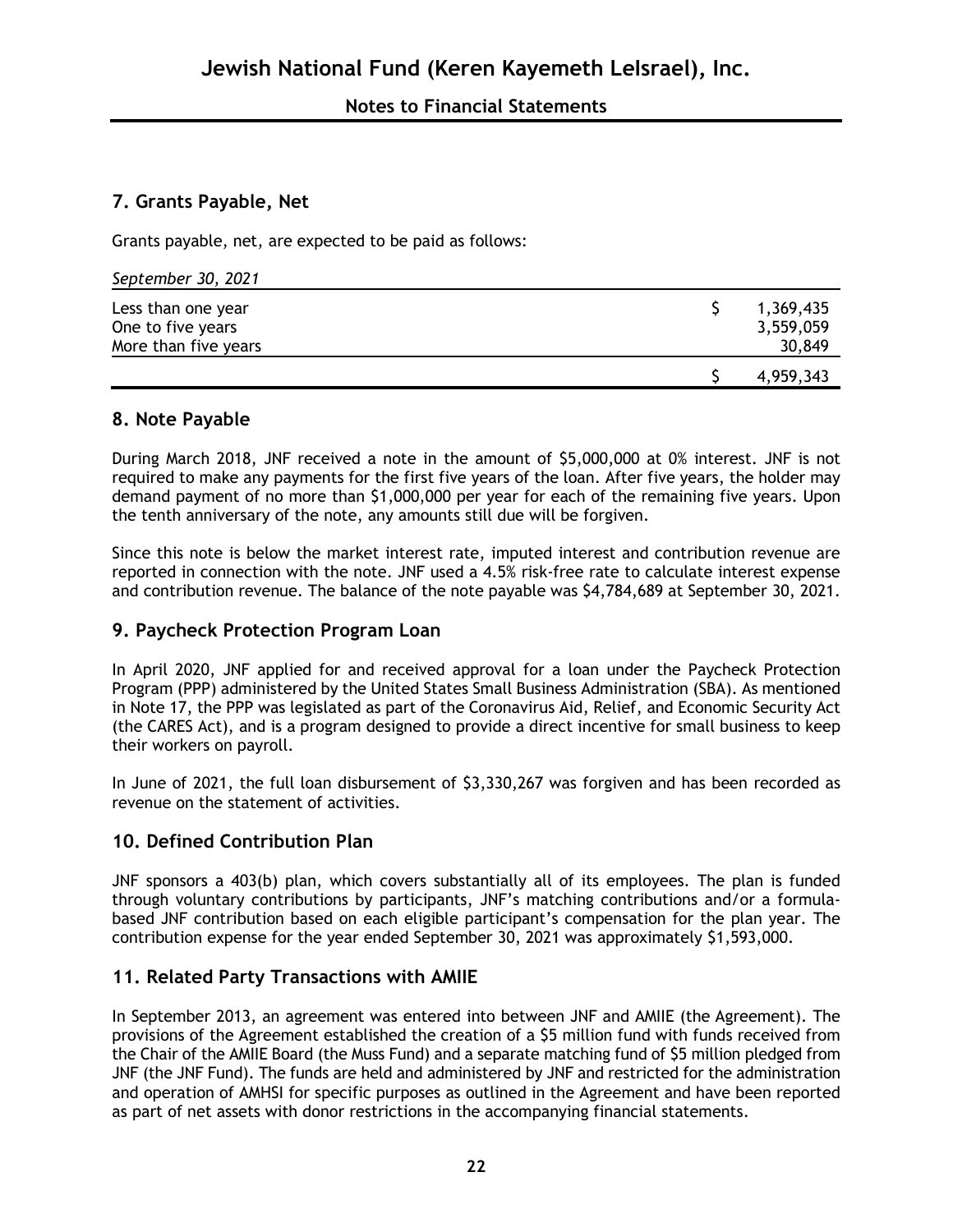## 7. Grants Payable, Net

Grants payable, net, are expected to be paid as follows:

| *September 30, 2021* | |
|---|---|
| Less than one year | $ 1,369,435 |
| One to five years | 3,559,059 |
| More than five years | 30,849 |
| | $ 4,959,343 |

## 8. Note Payable

During March 2018, JNF received a note in the amount of $5,000,000 at 0% interest. JNF is not required to make any payments for the first five years of the loan. After five years, the holder may demand payment of no more than $1,000,000 per year for each of the remaining five years. Upon the tenth anniversary of the note, any amounts still due will be forgiven.

Since this note is below the market interest rate, imputed interest and contribution revenue are reported in connection with the note. JNF used a 4.5% risk-free rate to calculate interest expense and contribution revenue. The balance of the note payable was $4,784,689 at September 30, 2021.

## 9. Paycheck Protection Program Loan

In April 2020, JNF applied for and received approval for a loan under the Paycheck Protection Program (PPP) administered by the United States Small Business Administration (SBA). As mentioned in Note 17, the PPP was legislated as part of the Coronavirus Aid, Relief, and Economic Security Act (the CARES Act), and is a program designed to provide a direct incentive for small business to keep their workers on payroll.

In June of 2021, the full loan disbursement of $3,330,267 was forgiven and has been recorded as revenue on the statement of activities.

## 10. Defined Contribution Plan

JNF sponsors a 403(b) plan, which covers substantially all of its employees. The plan is funded through voluntary contributions by participants, JNF's matching contributions and/or a formula-based JNF contribution based on each eligible participant's compensation for the plan year. The contribution expense for the year ended September 30, 2021 was approximately $1,593,000.

## 11. Related Party Transactions with AMIIE

In September 2013, an agreement was entered into between JNF and AMIIE (the Agreement). The provisions of the Agreement established the creation of a $5 million fund with funds received from the Chair of the AMIIE Board (the Muss Fund) and a separate matching fund of $5 million pledged from JNF (the JNF Fund). The funds are held and administered by JNF and restricted for the administration and operation of AMHSI for specific purposes as outlined in the Agreement and have been reported as part of net assets with donor restrictions in the accompanying financial statements.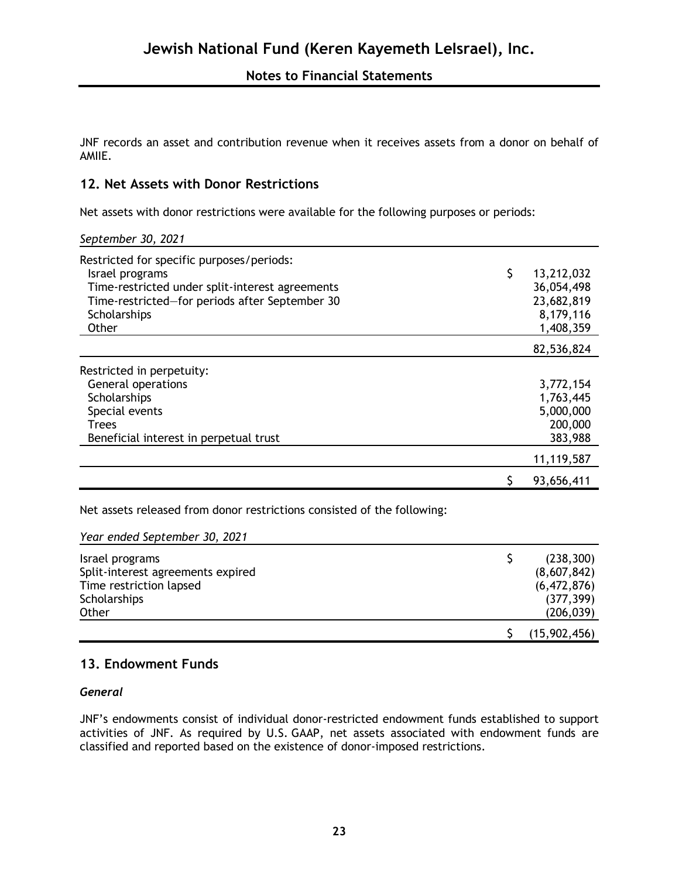JNF records an asset and contribution revenue when it receives assets from a donor on behalf of AMIIE.

## 12. Net Assets with Donor Restrictions

Net assets with donor restrictions were available for the following purposes or periods:

| *September 30, 2021* | |
|---|---|
| Restricted for specific purposes/periods: | |
| Israel programs | $ 13,212,032 |
| Time-restricted under split-interest agreements | 36,054,498 |
| Time-restricted—for periods after September 30 | 23,682,819 |
| Scholarships | 8,179,116 |
| Other | 1,408,359 |
| | 82,536,824 |
| Restricted in perpetuity: | |
| General operations | 3,772,154 |
| Scholarships | 1,763,445 |
| Special events | 5,000,000 |
| Trees | 200,000 |
| Beneficial interest in perpetual trust | 383,988 |
| | 11,119,587 |
| | $ 93,656,411 |

Net assets released from donor restrictions consisted of the following:

| *Year ended September 30, 2021* | |
|---|---|
| Israel programs | $ (238,300) |
| Split-interest agreements expired | (8,607,842) |
| Time restriction lapsed | (6,472,876) |
| Scholarships | (377,399) |
| Other | (206,039) |
| | $ (15,902,456) |

## 13. Endowment Funds

### *General*

JNF's endowments consist of individual donor-restricted endowment funds established to support activities of JNF. As required by U.S. GAAP, net assets associated with endowment funds are classified and reported based on the existence of donor-imposed restrictions.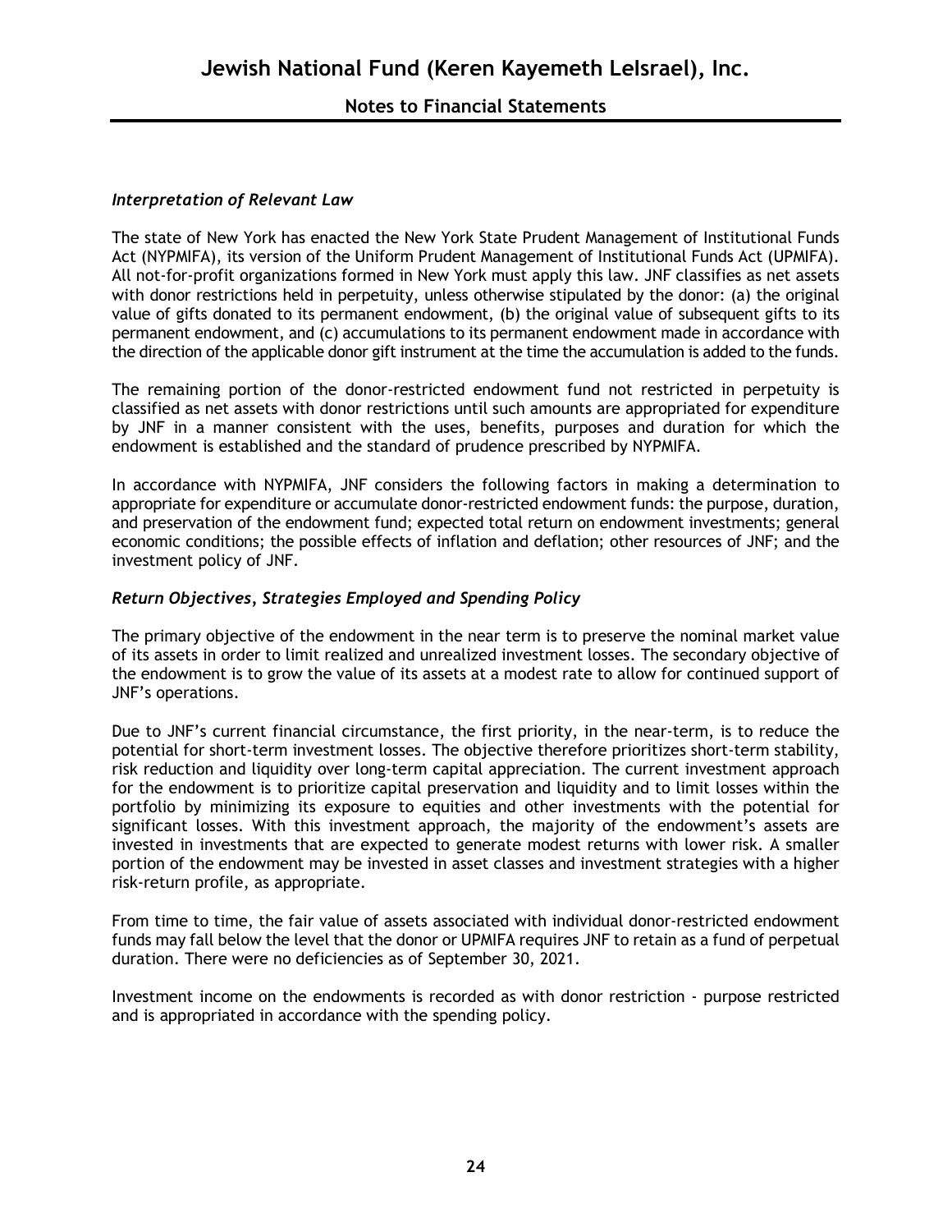### *Interpretation of Relevant Law*

The state of New York has enacted the New York State Prudent Management of Institutional Funds Act (NYPMIFA), its version of the Uniform Prudent Management of Institutional Funds Act (UPMIFA). All not-for-profit organizations formed in New York must apply this law. JNF classifies as net assets with donor restrictions held in perpetuity, unless otherwise stipulated by the donor: (a) the original value of gifts donated to its permanent endowment, (b) the original value of subsequent gifts to its permanent endowment, and (c) accumulations to its permanent endowment made in accordance with the direction of the applicable donor gift instrument at the time the accumulation is added to the funds.

The remaining portion of the donor-restricted endowment fund not restricted in perpetuity is classified as net assets with donor restrictions until such amounts are appropriated for expenditure by JNF in a manner consistent with the uses, benefits, purposes and duration for which the endowment is established and the standard of prudence prescribed by NYPMIFA.

In accordance with NYPMIFA, JNF considers the following factors in making a determination to appropriate for expenditure or accumulate donor-restricted endowment funds: the purpose, duration, and preservation of the endowment fund; expected total return on endowment investments; general economic conditions; the possible effects of inflation and deflation; other resources of JNF; and the investment policy of JNF.

### *Return Objectives, Strategies Employed and Spending Policy*

The primary objective of the endowment in the near term is to preserve the nominal market value of its assets in order to limit realized and unrealized investment losses. The secondary objective of the endowment is to grow the value of its assets at a modest rate to allow for continued support of JNF's operations.

Due to JNF's current financial circumstance, the first priority, in the near-term, is to reduce the potential for short-term investment losses. The objective therefore prioritizes short-term stability, risk reduction and liquidity over long-term capital appreciation. The current investment approach for the endowment is to prioritize capital preservation and liquidity and to limit losses within the portfolio by minimizing its exposure to equities and other investments with the potential for significant losses. With this investment approach, the majority of the endowment's assets are invested in investments that are expected to generate modest returns with lower risk. A smaller portion of the endowment may be invested in asset classes and investment strategies with a higher risk-return profile, as appropriate.

From time to time, the fair value of assets associated with individual donor-restricted endowment funds may fall below the level that the donor or UPMIFA requires JNF to retain as a fund of perpetual duration. There were no deficiencies as of September 30, 2021.

Investment income on the endowments is recorded as with donor restriction - purpose restricted and is appropriated in accordance with the spending policy.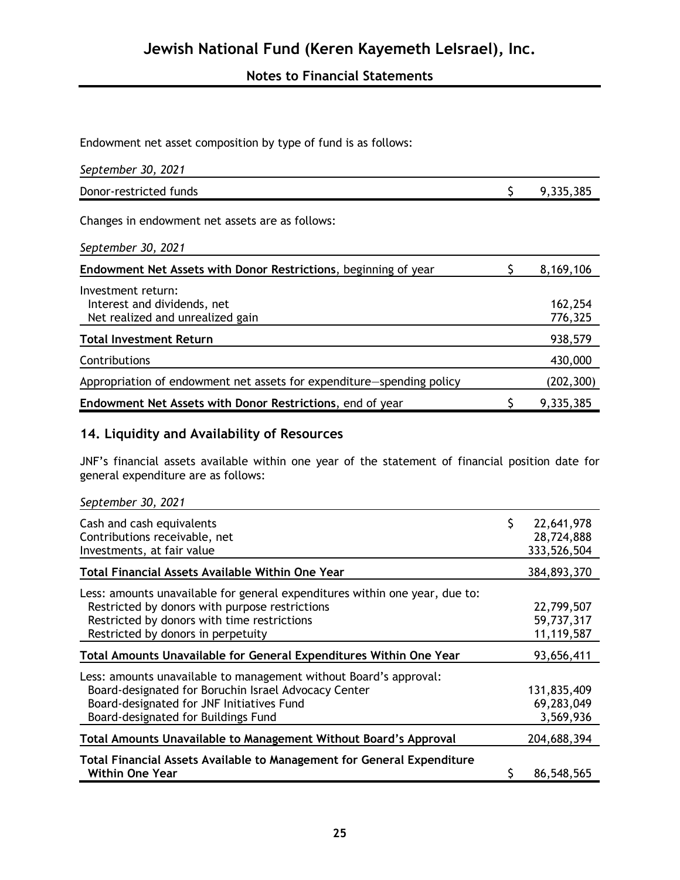Endowment net asset composition by type of fund is as follows:

| *September 30, 2021* | |
|---|---|
| Donor-restricted funds | $ 9,335,385 |

Changes in endowment net assets are as follows:

| *September 30, 2021* | |
|---|---|
| **Endowment Net Assets with Donor Restrictions**, beginning of year | $ 8,169,106 |
| Investment return: | |
| Interest and dividends, net | 162,254 |
| Net realized and unrealized gain | 776,325 |
| **Total Investment Return** | 938,579 |
| Contributions | 430,000 |
| Appropriation of endowment net assets for expenditure—spending policy | (202,300) |
| **Endowment Net Assets with Donor Restrictions**, end of year | $ 9,335,385 |

## 14. Liquidity and Availability of Resources

JNF's financial assets available within one year of the statement of financial position date for general expenditure are as follows:

| *September 30, 2021* | |
|---|---|
| Cash and cash equivalents | $ 22,641,978 |
| Contributions receivable, net | 28,724,888 |
| Investments, at fair value | 333,526,504 |
| **Total Financial Assets Available Within One Year** | 384,893,370 |
| Less: amounts unavailable for general expenditures within one year, due to: | |
| Restricted by donors with purpose restrictions | 22,799,507 |
| Restricted by donors with time restrictions | 59,737,317 |
| Restricted by donors in perpetuity | 11,119,587 |
| **Total Amounts Unavailable for General Expenditures Within One Year** | 93,656,411 |
| Less: amounts unavailable to management without Board's approval: | |
| Board-designated for Boruchin Israel Advocacy Center | 131,835,409 |
| Board-designated for JNF Initiatives Fund | 69,283,049 |
| Board-designated for Buildings Fund | 3,569,936 |
| **Total Amounts Unavailable to Management Without Board's Approval** | 204,688,394 |
| **Total Financial Assets Available to Management for General Expenditure Within One Year** | $ 86,548,565 |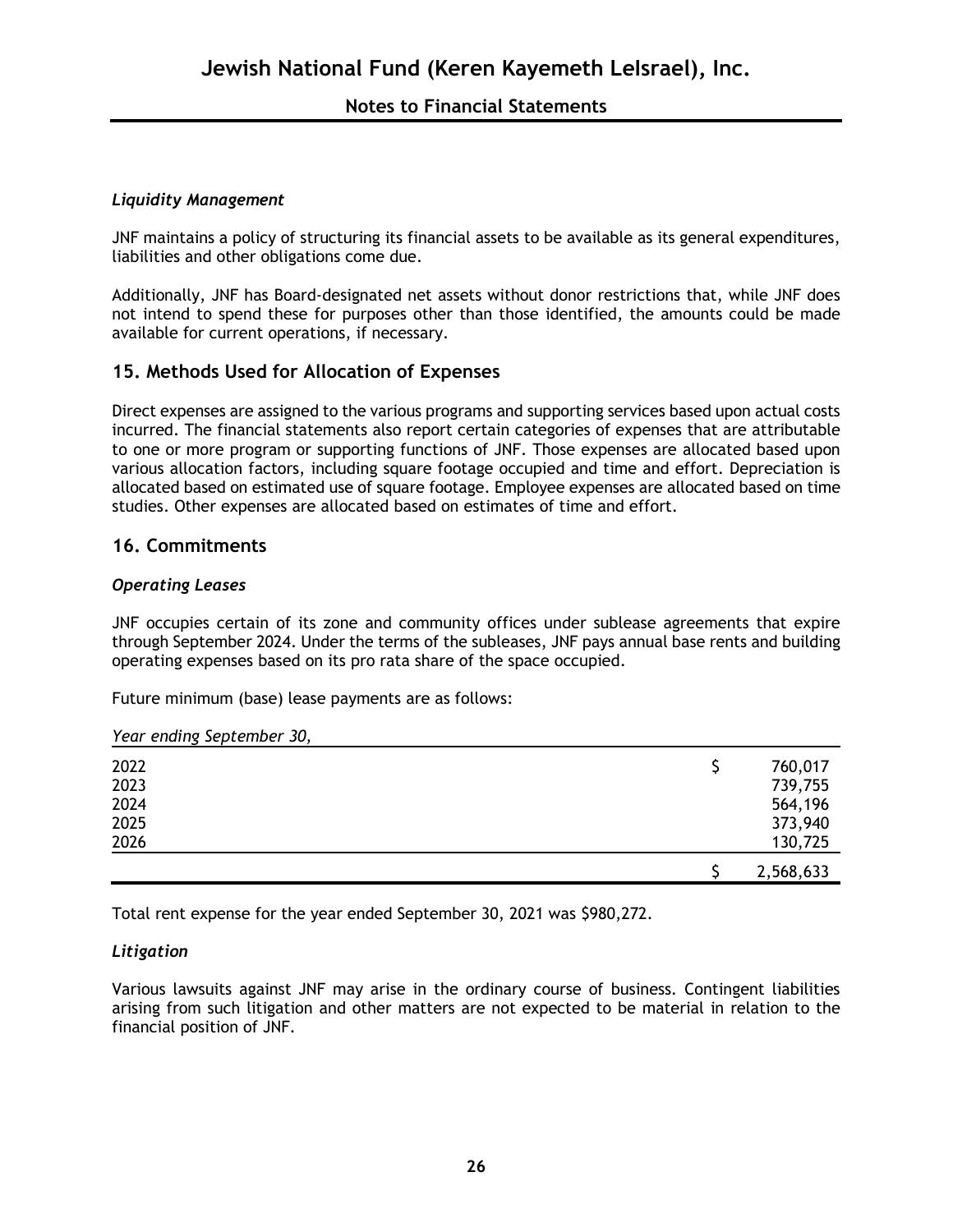### *Liquidity Management*

JNF maintains a policy of structuring its financial assets to be available as its general expenditures, liabilities and other obligations come due.

Additionally, JNF has Board-designated net assets without donor restrictions that, while JNF does not intend to spend these for purposes other than those identified, the amounts could be made available for current operations, if necessary.

## 15. Methods Used for Allocation of Expenses

Direct expenses are assigned to the various programs and supporting services based upon actual costs incurred. The financial statements also report certain categories of expenses that are attributable to one or more program or supporting functions of JNF. Those expenses are allocated based upon various allocation factors, including square footage occupied and time and effort. Depreciation is allocated based on estimated use of square footage. Employee expenses are allocated based on time studies. Other expenses are allocated based on estimates of time and effort.

## 16. Commitments

### *Operating Leases*

JNF occupies certain of its zone and community offices under sublease agreements that expire through September 2024. Under the terms of the subleases, JNF pays annual base rents and building operating expenses based on its pro rata share of the space occupied.

Future minimum (base) lease payments are as follows:

| *Year ending September 30,* | |
|---|---|
| 2022 | $ 760,017 |
| 2023 | 739,755 |
| 2024 | 564,196 |
| 2025 | 373,940 |
| 2026 | 130,725 |
| | $ 2,568,633 |

Total rent expense for the year ended September 30, 2021 was $980,272.

### *Litigation*

Various lawsuits against JNF may arise in the ordinary course of business. Contingent liabilities arising from such litigation and other matters are not expected to be material in relation to the financial position of JNF.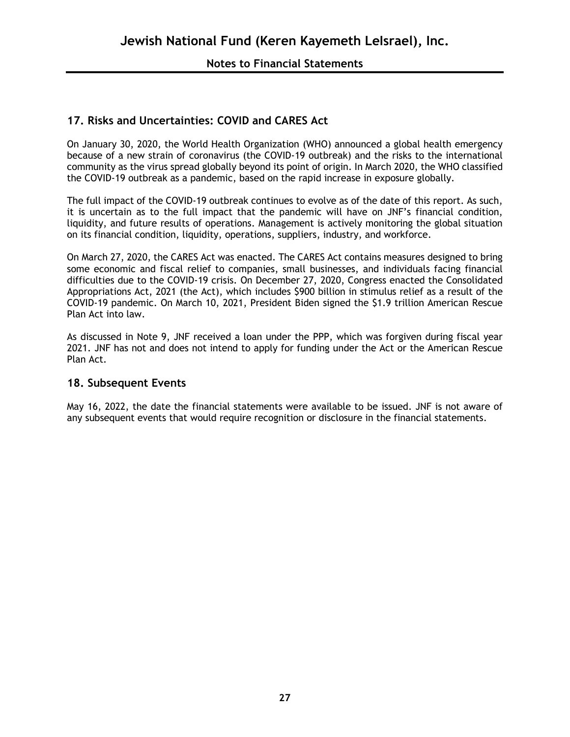## 17. Risks and Uncertainties: COVID and CARES Act

On January 30, 2020, the World Health Organization (WHO) announced a global health emergency because of a new strain of coronavirus (the COVID-19 outbreak) and the risks to the international community as the virus spread globally beyond its point of origin. In March 2020, the WHO classified the COVID-19 outbreak as a pandemic, based on the rapid increase in exposure globally.

The full impact of the COVID-19 outbreak continues to evolve as of the date of this report. As such, it is uncertain as to the full impact that the pandemic will have on JNF's financial condition, liquidity, and future results of operations. Management is actively monitoring the global situation on its financial condition, liquidity, operations, suppliers, industry, and workforce.

On March 27, 2020, the CARES Act was enacted. The CARES Act contains measures designed to bring some economic and fiscal relief to companies, small businesses, and individuals facing financial difficulties due to the COVID-19 crisis. On December 27, 2020, Congress enacted the Consolidated Appropriations Act, 2021 (the Act), which includes $900 billion in stimulus relief as a result of the COVID-19 pandemic. On March 10, 2021, President Biden signed the $1.9 trillion American Rescue Plan Act into law.

As discussed in Note 9, JNF received a loan under the PPP, which was forgiven during fiscal year 2021. JNF has not and does not intend to apply for funding under the Act or the American Rescue Plan Act.

## 18. Subsequent Events

May 16, 2022, the date the financial statements were available to be issued. JNF is not aware of any subsequent events that would require recognition or disclosure in the financial statements.